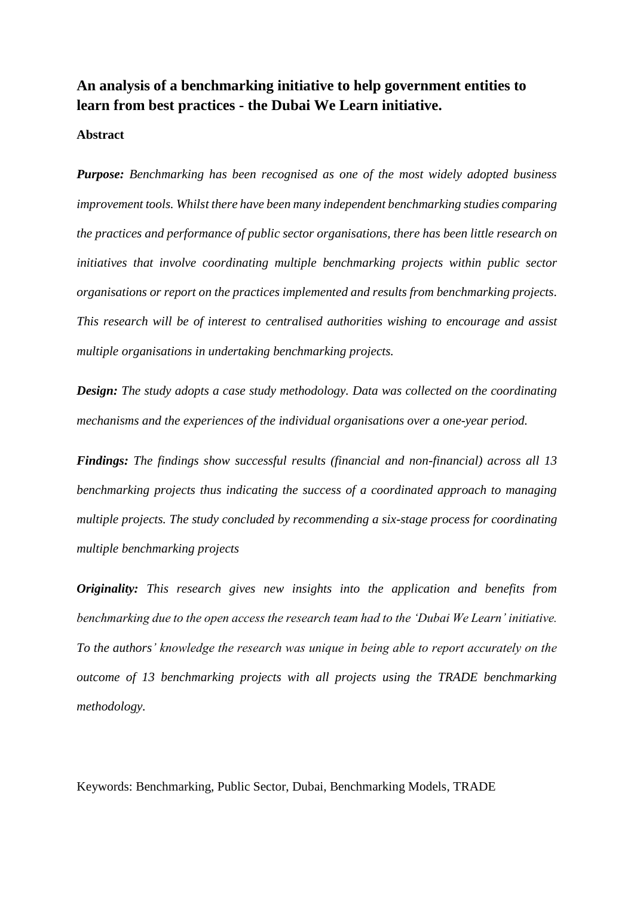# An analysis of a benchmarking initiative to help government entities to learn from best practices - the Dubai We Learn initiative.

**Abstract**

***Purpose:*** *Benchmarking has been recognised as one of the most widely adopted business improvement tools. Whilst there have been many independent benchmarking studies comparing the practices and performance of public sector organisations, there has been little research on initiatives that involve coordinating multiple benchmarking projects within public sector organisations or report on the practices implemented and results from benchmarking projects. This research will be of interest to centralised authorities wishing to encourage and assist multiple organisations in undertaking benchmarking projects.*

***Design:*** *The study adopts a case study methodology. Data was collected on the coordinating mechanisms and the experiences of the individual organisations over a one-year period.*

***Findings:*** *The findings show successful results (financial and non-financial) across all 13 benchmarking projects thus indicating the success of a coordinated approach to managing multiple projects. The study concluded by recommending a six-stage process for coordinating multiple benchmarking projects*

***Originality:*** *This research gives new insights into the application and benefits from benchmarking due to the open access the research team had to the 'Dubai We Learn' initiative. To the authors' knowledge the research was unique in being able to report accurately on the outcome of 13 benchmarking projects with all projects using the TRADE benchmarking methodology.*

Keywords: Benchmarking, Public Sector, Dubai, Benchmarking Models, TRADE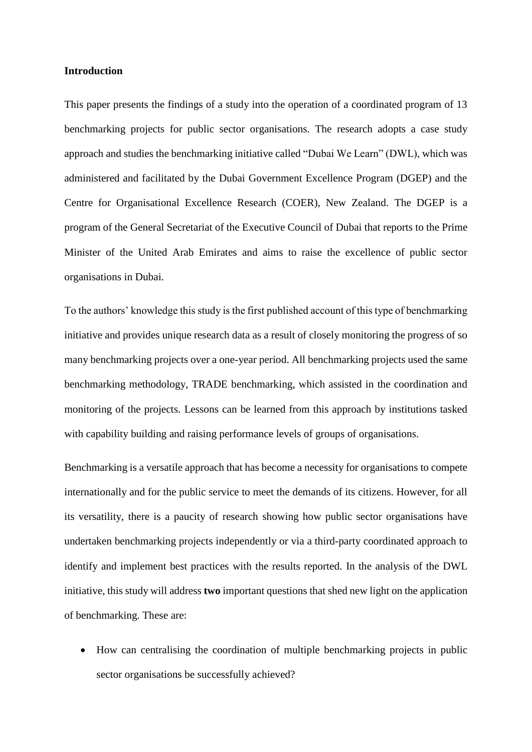## Introduction

This paper presents the findings of a study into the operation of a coordinated program of 13 benchmarking projects for public sector organisations. The research adopts a case study approach and studies the benchmarking initiative called "Dubai We Learn" (DWL), which was administered and facilitated by the Dubai Government Excellence Program (DGEP) and the Centre for Organisational Excellence Research (COER), New Zealand. The DGEP is a program of the General Secretariat of the Executive Council of Dubai that reports to the Prime Minister of the United Arab Emirates and aims to raise the excellence of public sector organisations in Dubai.

To the authors' knowledge this study is the first published account of this type of benchmarking initiative and provides unique research data as a result of closely monitoring the progress of so many benchmarking projects over a one-year period. All benchmarking projects used the same benchmarking methodology, TRADE benchmarking, which assisted in the coordination and monitoring of the projects. Lessons can be learned from this approach by institutions tasked with capability building and raising performance levels of groups of organisations.

Benchmarking is a versatile approach that has become a necessity for organisations to compete internationally and for the public service to meet the demands of its citizens. However, for all its versatility, there is a paucity of research showing how public sector organisations have undertaken benchmarking projects independently or via a third-party coordinated approach to identify and implement best practices with the results reported. In the analysis of the DWL initiative, this study will address **two** important questions that shed new light on the application of benchmarking. These are:

- How can centralising the coordination of multiple benchmarking projects in public sector organisations be successfully achieved?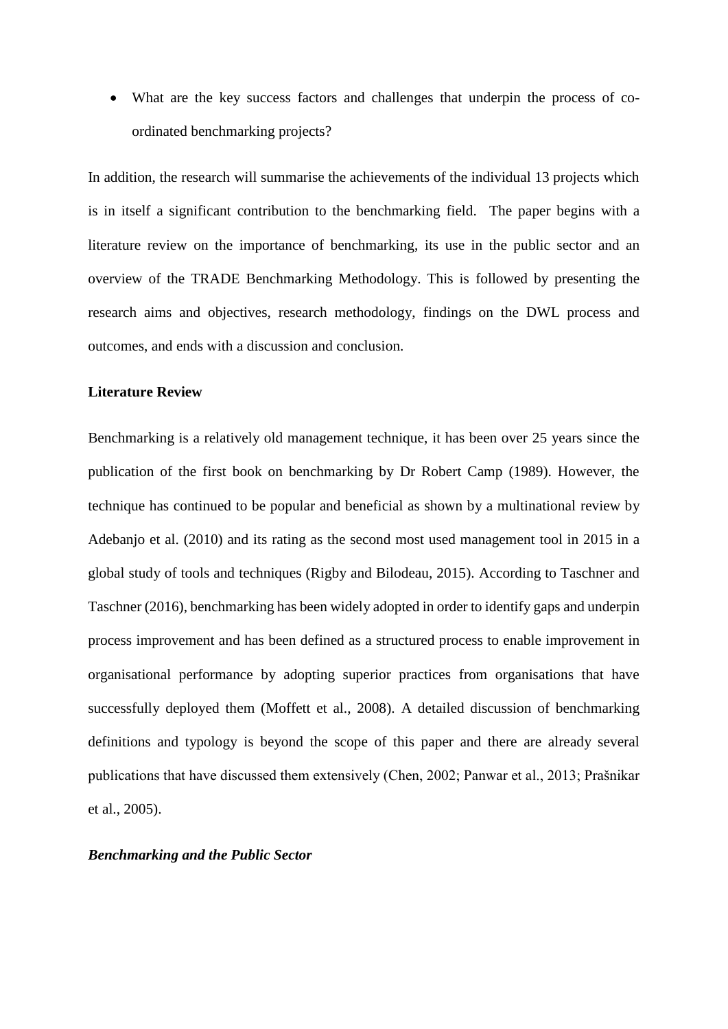- What are the key success factors and challenges that underpin the process of co-ordinated benchmarking projects?

In addition, the research will summarise the achievements of the individual 13 projects which is in itself a significant contribution to the benchmarking field. The paper begins with a literature review on the importance of benchmarking, its use in the public sector and an overview of the TRADE Benchmarking Methodology. This is followed by presenting the research aims and objectives, research methodology, findings on the DWL process and outcomes, and ends with a discussion and conclusion.

## Literature Review

Benchmarking is a relatively old management technique, it has been over 25 years since the publication of the first book on benchmarking by Dr Robert Camp (1989). However, the technique has continued to be popular and beneficial as shown by a multinational review by Adebanjo et al. (2010) and its rating as the second most used management tool in 2015 in a global study of tools and techniques (Rigby and Bilodeau, 2015). According to Taschner and Taschner (2016), benchmarking has been widely adopted in order to identify gaps and underpin process improvement and has been defined as a structured process to enable improvement in organisational performance by adopting superior practices from organisations that have successfully deployed them (Moffett et al., 2008). A detailed discussion of benchmarking definitions and typology is beyond the scope of this paper and there are already several publications that have discussed them extensively (Chen, 2002; Panwar et al., 2013; Prašnikar et al., 2005).

### *Benchmarking and the Public Sector*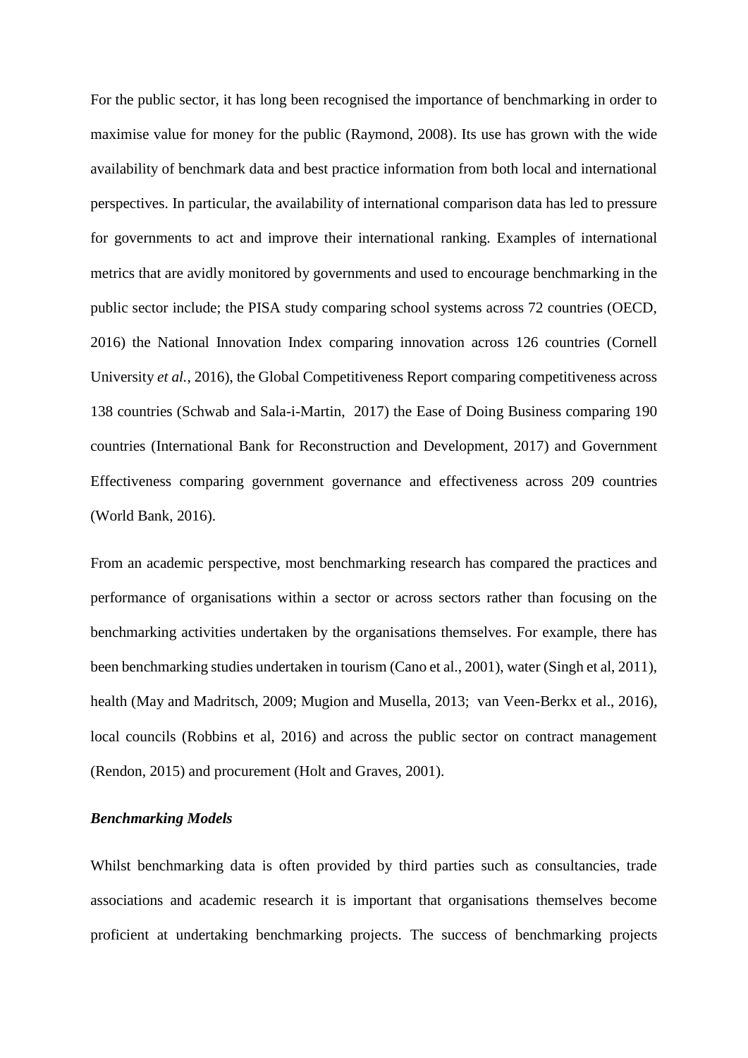For the public sector, it has long been recognised the importance of benchmarking in order to maximise value for money for the public (Raymond, 2008). Its use has grown with the wide availability of benchmark data and best practice information from both local and international perspectives. In particular, the availability of international comparison data has led to pressure for governments to act and improve their international ranking. Examples of international metrics that are avidly monitored by governments and used to encourage benchmarking in the public sector include; the PISA study comparing school systems across 72 countries (OECD, 2016) the National Innovation Index comparing innovation across 126 countries (Cornell University *et al.*, 2016), the Global Competitiveness Report comparing competitiveness across 138 countries (Schwab and Sala-i-Martin, 2017) the Ease of Doing Business comparing 190 countries (International Bank for Reconstruction and Development, 2017) and Government Effectiveness comparing government governance and effectiveness across 209 countries (World Bank, 2016).

From an academic perspective, most benchmarking research has compared the practices and performance of organisations within a sector or across sectors rather than focusing on the benchmarking activities undertaken by the organisations themselves. For example, there has been benchmarking studies undertaken in tourism (Cano et al., 2001), water (Singh et al, 2011), health (May and Madritsch, 2009; Mugion and Musella, 2013; van Veen-Berkx et al., 2016), local councils (Robbins et al, 2016) and across the public sector on contract management (Rendon, 2015) and procurement (Holt and Graves, 2001).

***Benchmarking Models***

Whilst benchmarking data is often provided by third parties such as consultancies, trade associations and academic research it is important that organisations themselves become proficient at undertaking benchmarking projects. The success of benchmarking projects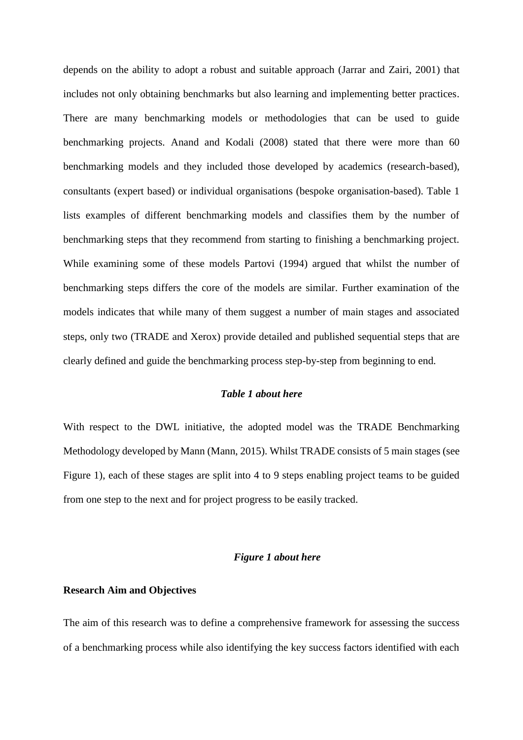depends on the ability to adopt a robust and suitable approach (Jarrar and Zairi, 2001) that includes not only obtaining benchmarks but also learning and implementing better practices. There are many benchmarking models or methodologies that can be used to guide benchmarking projects. Anand and Kodali (2008) stated that there were more than 60 benchmarking models and they included those developed by academics (research-based), consultants (expert based) or individual organisations (bespoke organisation-based). Table 1 lists examples of different benchmarking models and classifies them by the number of benchmarking steps that they recommend from starting to finishing a benchmarking project. While examining some of these models Partovi (1994) argued that whilst the number of benchmarking steps differs the core of the models are similar. Further examination of the models indicates that while many of them suggest a number of main stages and associated steps, only two (TRADE and Xerox) provide detailed and published sequential steps that are clearly defined and guide the benchmarking process step-by-step from beginning to end.

***Table 1 about here***

With respect to the DWL initiative, the adopted model was the TRADE Benchmarking Methodology developed by Mann (Mann, 2015). Whilst TRADE consists of 5 main stages (see Figure 1), each of these stages are split into 4 to 9 steps enabling project teams to be guided from one step to the next and for project progress to be easily tracked.

***Figure 1 about here***

**Research Aim and Objectives**

The aim of this research was to define a comprehensive framework for assessing the success of a benchmarking process while also identifying the key success factors identified with each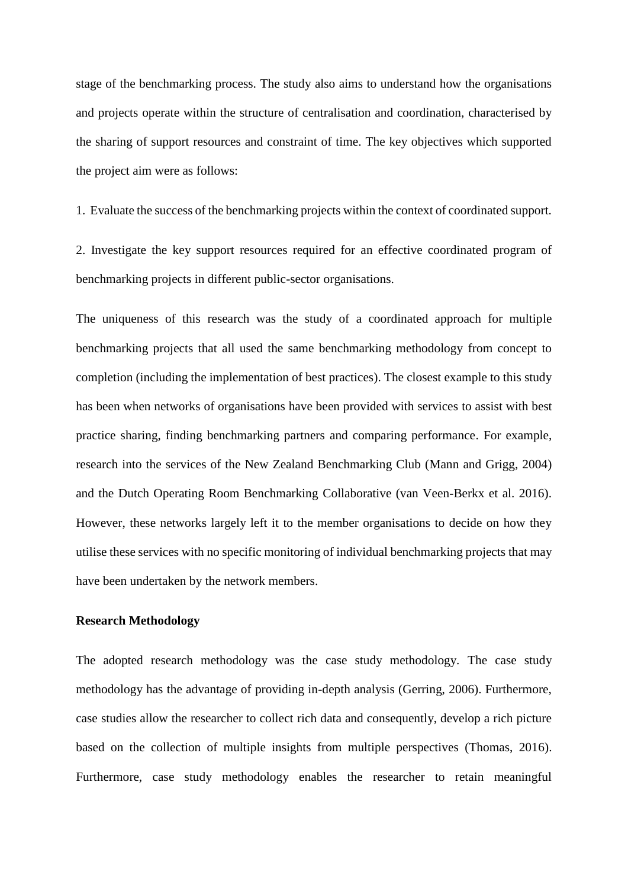stage of the benchmarking process. The study also aims to understand how the organisations and projects operate within the structure of centralisation and coordination, characterised by the sharing of support resources and constraint of time. The key objectives which supported the project aim were as follows:

1. Evaluate the success of the benchmarking projects within the context of coordinated support.

2. Investigate the key support resources required for an effective coordinated program of benchmarking projects in different public-sector organisations.

The uniqueness of this research was the study of a coordinated approach for multiple benchmarking projects that all used the same benchmarking methodology from concept to completion (including the implementation of best practices). The closest example to this study has been when networks of organisations have been provided with services to assist with best practice sharing, finding benchmarking partners and comparing performance. For example, research into the services of the New Zealand Benchmarking Club (Mann and Grigg, 2004) and the Dutch Operating Room Benchmarking Collaborative (van Veen-Berkx et al. 2016). However, these networks largely left it to the member organisations to decide on how they utilise these services with no specific monitoring of individual benchmarking projects that may have been undertaken by the network members.

**Research Methodology**

The adopted research methodology was the case study methodology. The case study methodology has the advantage of providing in-depth analysis (Gerring, 2006). Furthermore, case studies allow the researcher to collect rich data and consequently, develop a rich picture based on the collection of multiple insights from multiple perspectives (Thomas, 2016). Furthermore, case study methodology enables the researcher to retain meaningful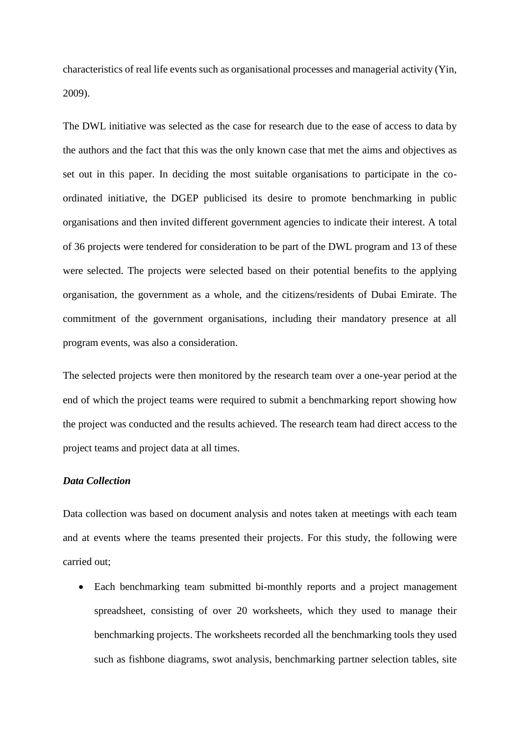characteristics of real life events such as organisational processes and managerial activity (Yin, 2009).

The DWL initiative was selected as the case for research due to the ease of access to data by the authors and the fact that this was the only known case that met the aims and objectives as set out in this paper. In deciding the most suitable organisations to participate in the co-ordinated initiative, the DGEP publicised its desire to promote benchmarking in public organisations and then invited different government agencies to indicate their interest. A total of 36 projects were tendered for consideration to be part of the DWL program and 13 of these were selected. The projects were selected based on their potential benefits to the applying organisation, the government as a whole, and the citizens/residents of Dubai Emirate. The commitment of the government organisations, including their mandatory presence at all program events, was also a consideration.

The selected projects were then monitored by the research team over a one-year period at the end of which the project teams were required to submit a benchmarking report showing how the project was conducted and the results achieved. The research team had direct access to the project teams and project data at all times.

### *Data Collection*

Data collection was based on document analysis and notes taken at meetings with each team and at events where the teams presented their projects. For this study, the following were carried out;

- Each benchmarking team submitted bi-monthly reports and a project management spreadsheet, consisting of over 20 worksheets, which they used to manage their benchmarking projects. The worksheets recorded all the benchmarking tools they used such as fishbone diagrams, swot analysis, benchmarking partner selection tables, site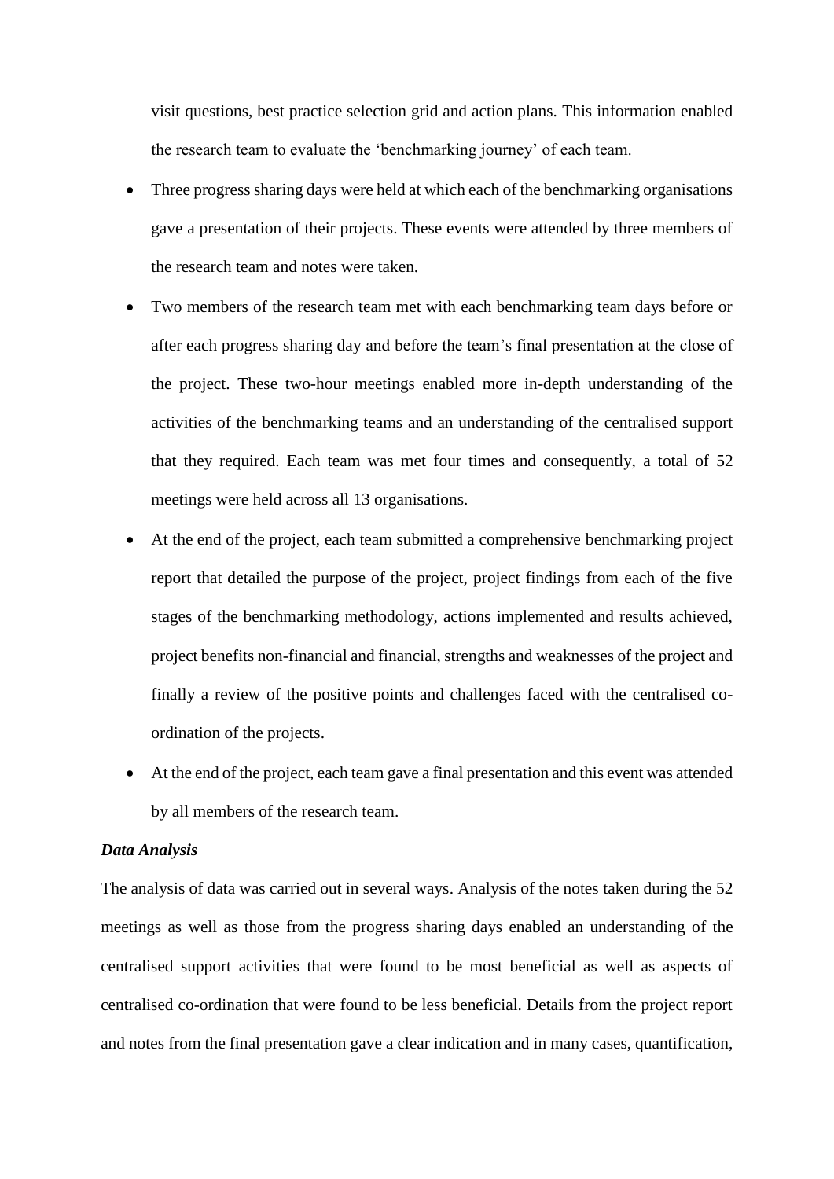visit questions, best practice selection grid and action plans. This information enabled the research team to evaluate the 'benchmarking journey' of each team.

- Three progress sharing days were held at which each of the benchmarking organisations gave a presentation of their projects. These events were attended by three members of the research team and notes were taken.
- Two members of the research team met with each benchmarking team days before or after each progress sharing day and before the team's final presentation at the close of the project. These two-hour meetings enabled more in-depth understanding of the activities of the benchmarking teams and an understanding of the centralised support that they required. Each team was met four times and consequently, a total of 52 meetings were held across all 13 organisations.
- At the end of the project, each team submitted a comprehensive benchmarking project report that detailed the purpose of the project, project findings from each of the five stages of the benchmarking methodology, actions implemented and results achieved, project benefits non-financial and financial, strengths and weaknesses of the project and finally a review of the positive points and challenges faced with the centralised co-ordination of the projects.
- At the end of the project, each team gave a final presentation and this event was attended by all members of the research team.

***Data Analysis***

The analysis of data was carried out in several ways. Analysis of the notes taken during the 52 meetings as well as those from the progress sharing days enabled an understanding of the centralised support activities that were found to be most beneficial as well as aspects of centralised co-ordination that were found to be less beneficial. Details from the project report and notes from the final presentation gave a clear indication and in many cases, quantification,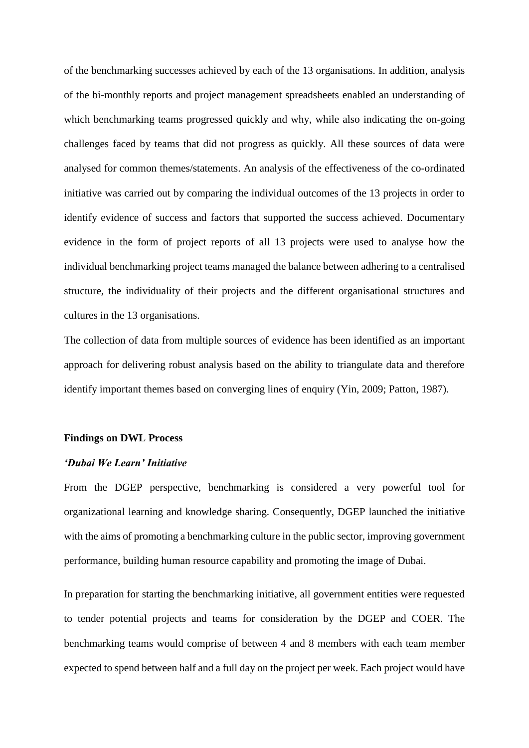of the benchmarking successes achieved by each of the 13 organisations. In addition, analysis of the bi-monthly reports and project management spreadsheets enabled an understanding of which benchmarking teams progressed quickly and why, while also indicating the on-going challenges faced by teams that did not progress as quickly. All these sources of data were analysed for common themes/statements. An analysis of the effectiveness of the co-ordinated initiative was carried out by comparing the individual outcomes of the 13 projects in order to identify evidence of success and factors that supported the success achieved. Documentary evidence in the form of project reports of all 13 projects were used to analyse how the individual benchmarking project teams managed the balance between adhering to a centralised structure, the individuality of their projects and the different organisational structures and cultures in the 13 organisations.

The collection of data from multiple sources of evidence has been identified as an important approach for delivering robust analysis based on the ability to triangulate data and therefore identify important themes based on converging lines of enquiry (Yin, 2009; Patton, 1987).

## Findings on DWL Process

### *'Dubai We Learn' Initiative*

From the DGEP perspective, benchmarking is considered a very powerful tool for organizational learning and knowledge sharing. Consequently, DGEP launched the initiative with the aims of promoting a benchmarking culture in the public sector, improving government performance, building human resource capability and promoting the image of Dubai.

In preparation for starting the benchmarking initiative, all government entities were requested to tender potential projects and teams for consideration by the DGEP and COER. The benchmarking teams would comprise of between 4 and 8 members with each team member expected to spend between half and a full day on the project per week. Each project would have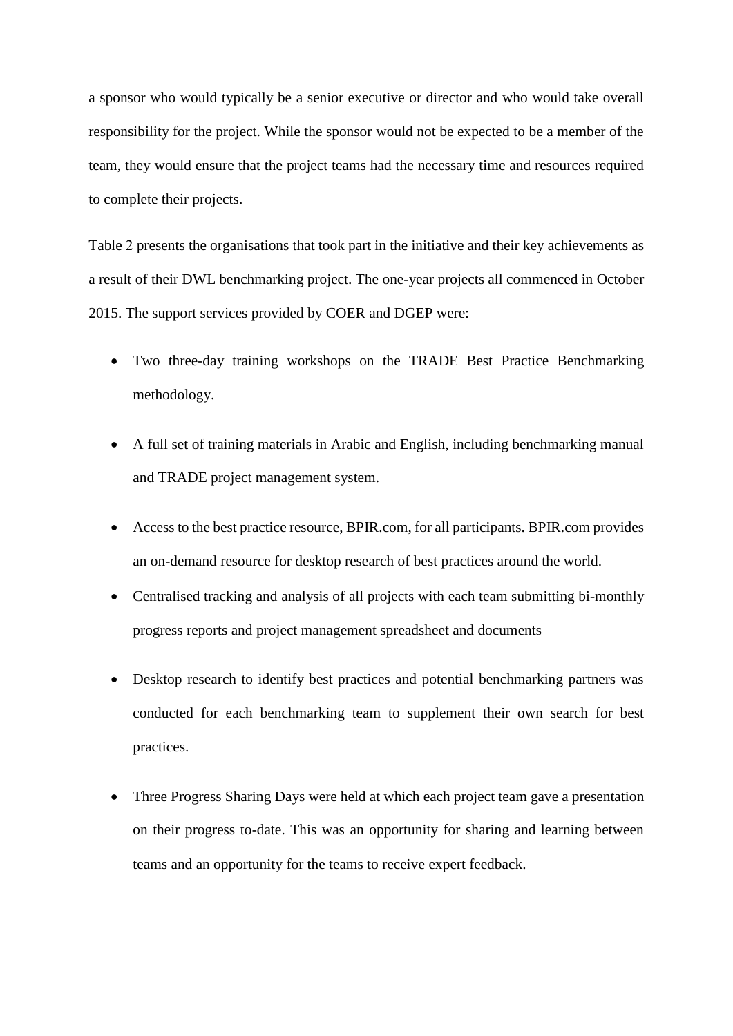a sponsor who would typically be a senior executive or director and who would take overall responsibility for the project. While the sponsor would not be expected to be a member of the team, they would ensure that the project teams had the necessary time and resources required to complete their projects.

Table 2 presents the organisations that took part in the initiative and their key achievements as a result of their DWL benchmarking project. The one-year projects all commenced in October 2015. The support services provided by COER and DGEP were:

- Two three-day training workshops on the TRADE Best Practice Benchmarking methodology.
- A full set of training materials in Arabic and English, including benchmarking manual and TRADE project management system.
- Access to the best practice resource, BPIR.com, for all participants. BPIR.com provides an on-demand resource for desktop research of best practices around the world.
- Centralised tracking and analysis of all projects with each team submitting bi-monthly progress reports and project management spreadsheet and documents
- Desktop research to identify best practices and potential benchmarking partners was conducted for each benchmarking team to supplement their own search for best practices.
- Three Progress Sharing Days were held at which each project team gave a presentation on their progress to-date. This was an opportunity for sharing and learning between teams and an opportunity for the teams to receive expert feedback.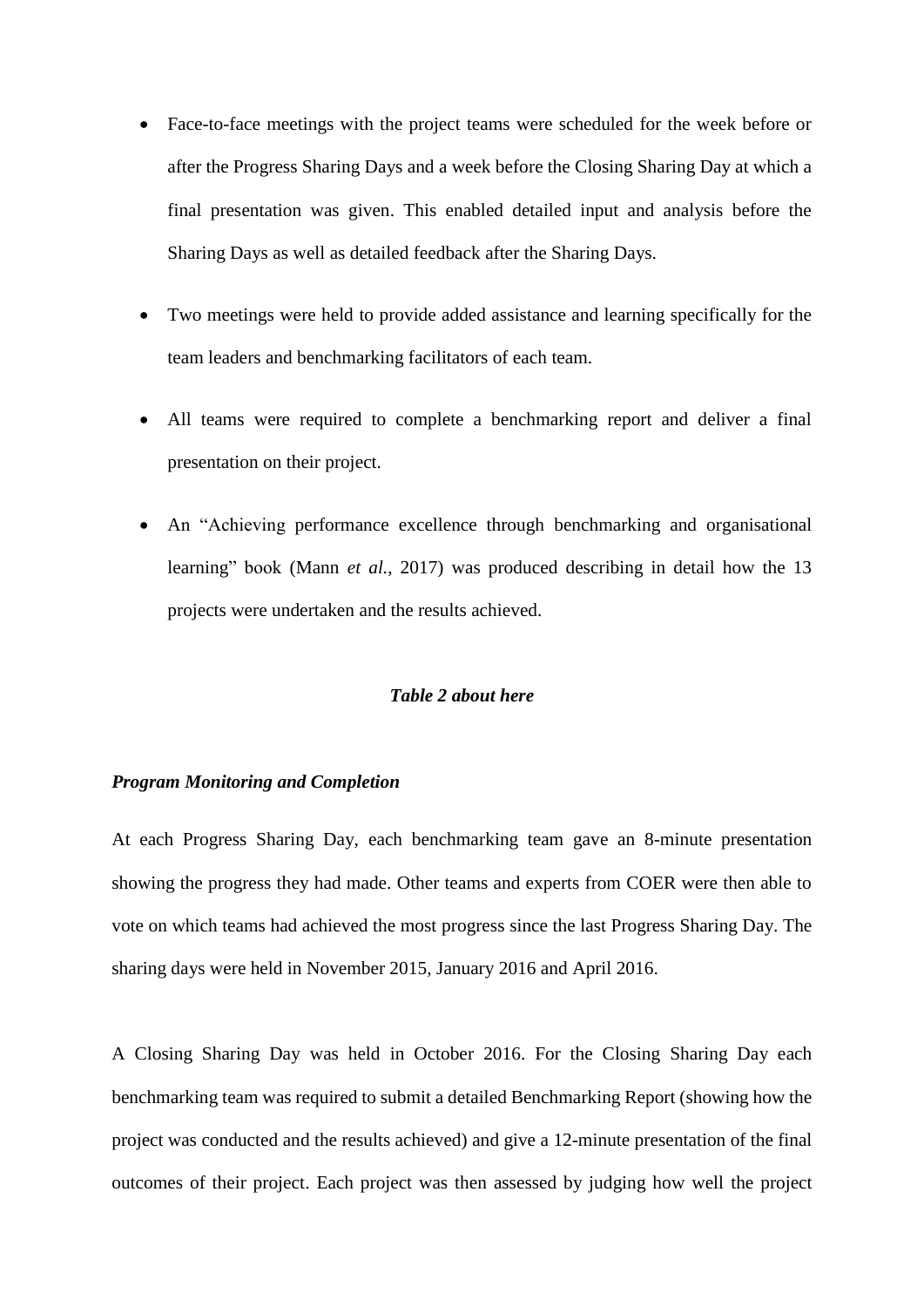- Face-to-face meetings with the project teams were scheduled for the week before or after the Progress Sharing Days and a week before the Closing Sharing Day at which a final presentation was given. This enabled detailed input and analysis before the Sharing Days as well as detailed feedback after the Sharing Days.

- Two meetings were held to provide added assistance and learning specifically for the team leaders and benchmarking facilitators of each team.

- All teams were required to complete a benchmarking report and deliver a final presentation on their project.

- An "Achieving performance excellence through benchmarking and organisational learning" book (Mann *et al.*, 2017) was produced describing in detail how the 13 projects were undertaken and the results achieved.

***Table 2 about here***

***Program Monitoring and Completion***

At each Progress Sharing Day, each benchmarking team gave an 8-minute presentation showing the progress they had made. Other teams and experts from COER were then able to vote on which teams had achieved the most progress since the last Progress Sharing Day. The sharing days were held in November 2015, January 2016 and April 2016.

A Closing Sharing Day was held in October 2016. For the Closing Sharing Day each benchmarking team was required to submit a detailed Benchmarking Report (showing how the project was conducted and the results achieved) and give a 12-minute presentation of the final outcomes of their project. Each project was then assessed by judging how well the project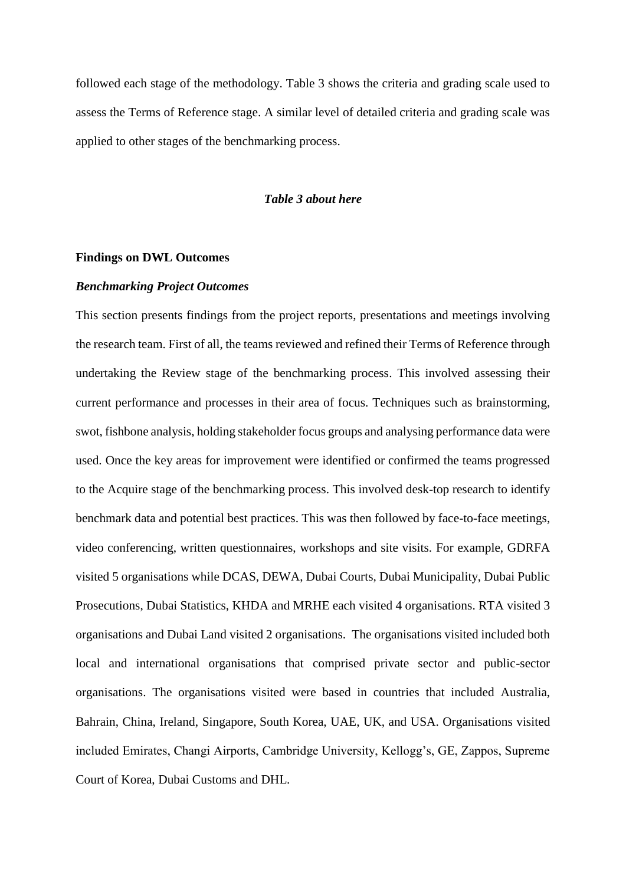followed each stage of the methodology. Table 3 shows the criteria and grading scale used to assess the Terms of Reference stage. A similar level of detailed criteria and grading scale was applied to other stages of the benchmarking process.

***Table 3 about here***

**Findings on DWL Outcomes**

***Benchmarking Project Outcomes***

This section presents findings from the project reports, presentations and meetings involving the research team. First of all, the teams reviewed and refined their Terms of Reference through undertaking the Review stage of the benchmarking process. This involved assessing their current performance and processes in their area of focus. Techniques such as brainstorming, swot, fishbone analysis, holding stakeholder focus groups and analysing performance data were used. Once the key areas for improvement were identified or confirmed the teams progressed to the Acquire stage of the benchmarking process. This involved desk-top research to identify benchmark data and potential best practices. This was then followed by face-to-face meetings, video conferencing, written questionnaires, workshops and site visits. For example, GDRFA visited 5 organisations while DCAS, DEWA, Dubai Courts, Dubai Municipality, Dubai Public Prosecutions, Dubai Statistics, KHDA and MRHE each visited 4 organisations. RTA visited 3 organisations and Dubai Land visited 2 organisations. The organisations visited included both local and international organisations that comprised private sector and public-sector organisations. The organisations visited were based in countries that included Australia, Bahrain, China, Ireland, Singapore, South Korea, UAE, UK, and USA. Organisations visited included Emirates, Changi Airports, Cambridge University, Kellogg's, GE, Zappos, Supreme Court of Korea, Dubai Customs and DHL.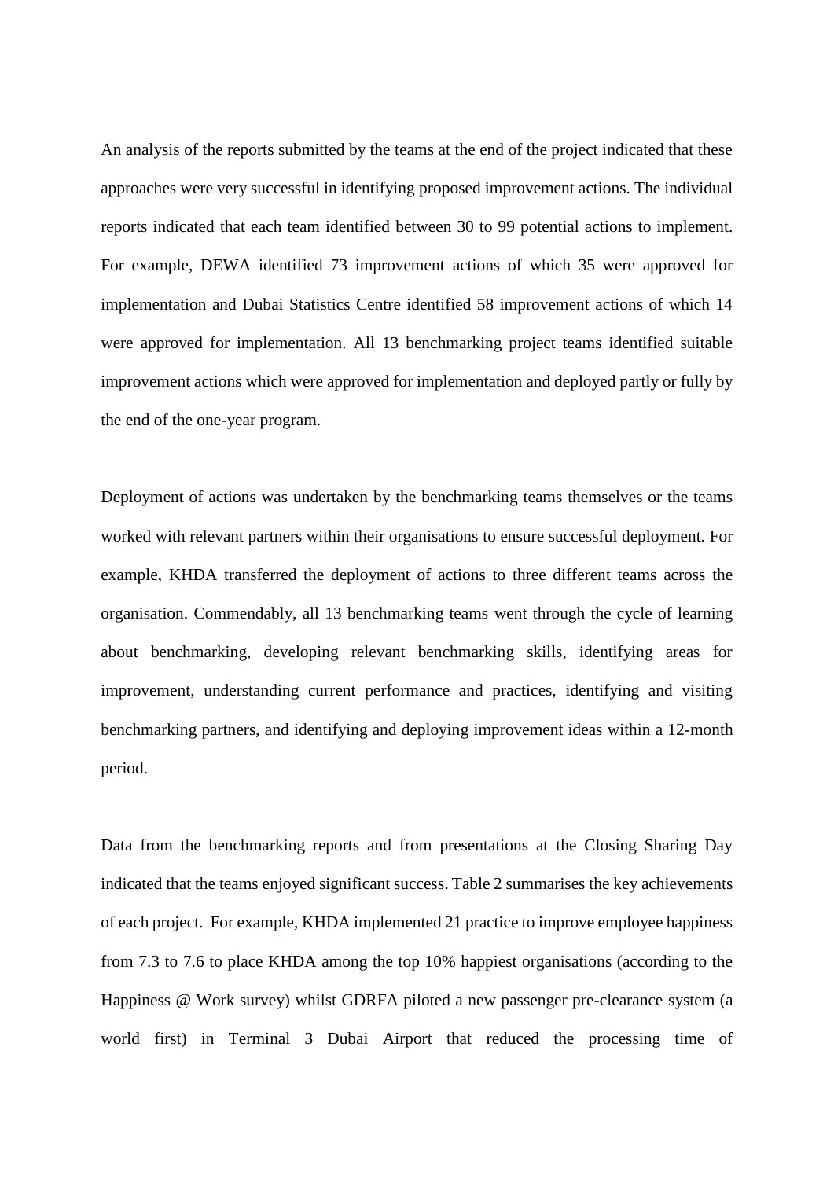An analysis of the reports submitted by the teams at the end of the project indicated that these approaches were very successful in identifying proposed improvement actions. The individual reports indicated that each team identified between 30 to 99 potential actions to implement. For example, DEWA identified 73 improvement actions of which 35 were approved for implementation and Dubai Statistics Centre identified 58 improvement actions of which 14 were approved for implementation. All 13 benchmarking project teams identified suitable improvement actions which were approved for implementation and deployed partly or fully by the end of the one-year program.

Deployment of actions was undertaken by the benchmarking teams themselves or the teams worked with relevant partners within their organisations to ensure successful deployment. For example, KHDA transferred the deployment of actions to three different teams across the organisation. Commendably, all 13 benchmarking teams went through the cycle of learning about benchmarking, developing relevant benchmarking skills, identifying areas for improvement, understanding current performance and practices, identifying and visiting benchmarking partners, and identifying and deploying improvement ideas within a 12-month period.

Data from the benchmarking reports and from presentations at the Closing Sharing Day indicated that the teams enjoyed significant success. Table 2 summarises the key achievements of each project. For example, KHDA implemented 21 practice to improve employee happiness from 7.3 to 7.6 to place KHDA among the top 10% happiest organisations (according to the Happiness @ Work survey) whilst GDRFA piloted a new passenger pre-clearance system (a world first) in Terminal 3 Dubai Airport that reduced the processing time of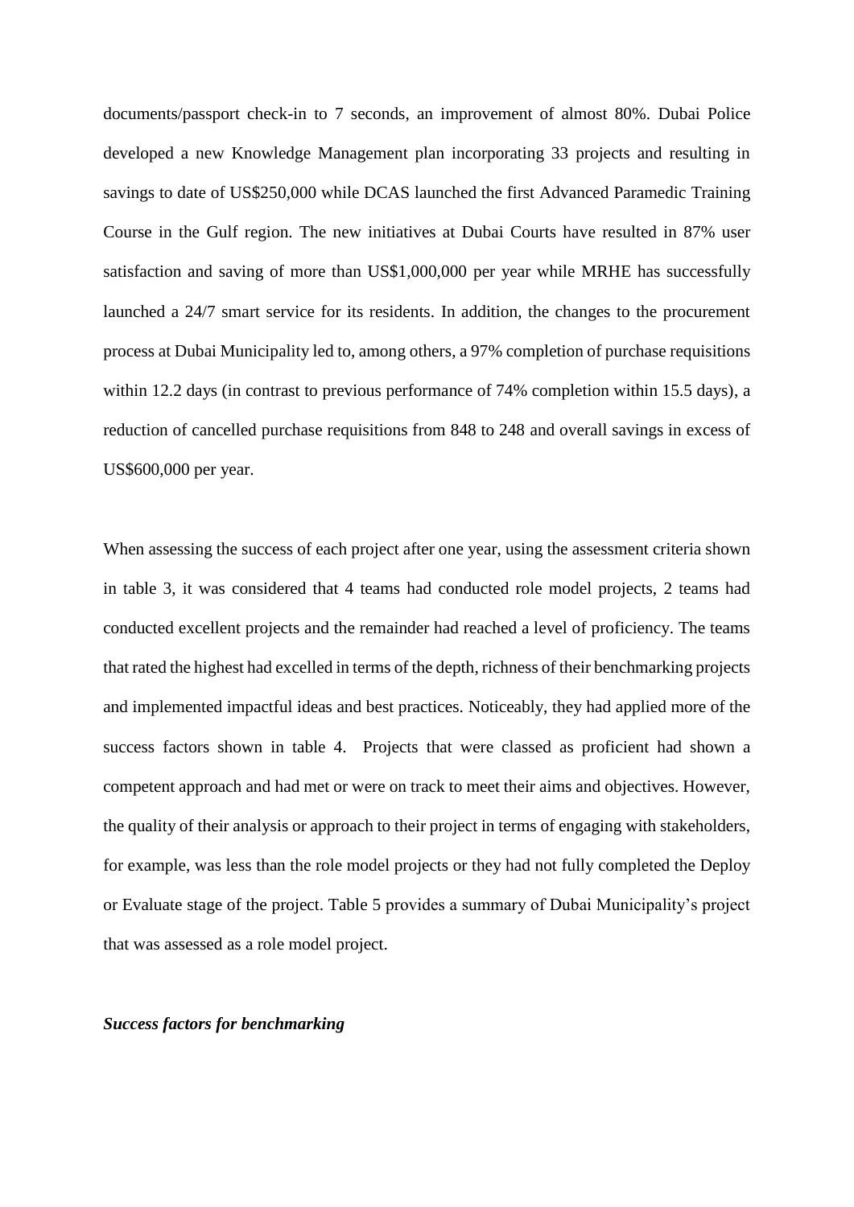documents/passport check-in to 7 seconds, an improvement of almost 80%. Dubai Police developed a new Knowledge Management plan incorporating 33 projects and resulting in savings to date of US$250,000 while DCAS launched the first Advanced Paramedic Training Course in the Gulf region. The new initiatives at Dubai Courts have resulted in 87% user satisfaction and saving of more than US$1,000,000 per year while MRHE has successfully launched a 24/7 smart service for its residents. In addition, the changes to the procurement process at Dubai Municipality led to, among others, a 97% completion of purchase requisitions within 12.2 days (in contrast to previous performance of 74% completion within 15.5 days), a reduction of cancelled purchase requisitions from 848 to 248 and overall savings in excess of US$600,000 per year.

When assessing the success of each project after one year, using the assessment criteria shown in table 3, it was considered that 4 teams had conducted role model projects, 2 teams had conducted excellent projects and the remainder had reached a level of proficiency. The teams that rated the highest had excelled in terms of the depth, richness of their benchmarking projects and implemented impactful ideas and best practices. Noticeably, they had applied more of the success factors shown in table 4. Projects that were classed as proficient had shown a competent approach and had met or were on track to meet their aims and objectives. However, the quality of their analysis or approach to their project in terms of engaging with stakeholders, for example, was less than the role model projects or they had not fully completed the Deploy or Evaluate stage of the project. Table 5 provides a summary of Dubai Municipality's project that was assessed as a role model project.

***Success factors for benchmarking***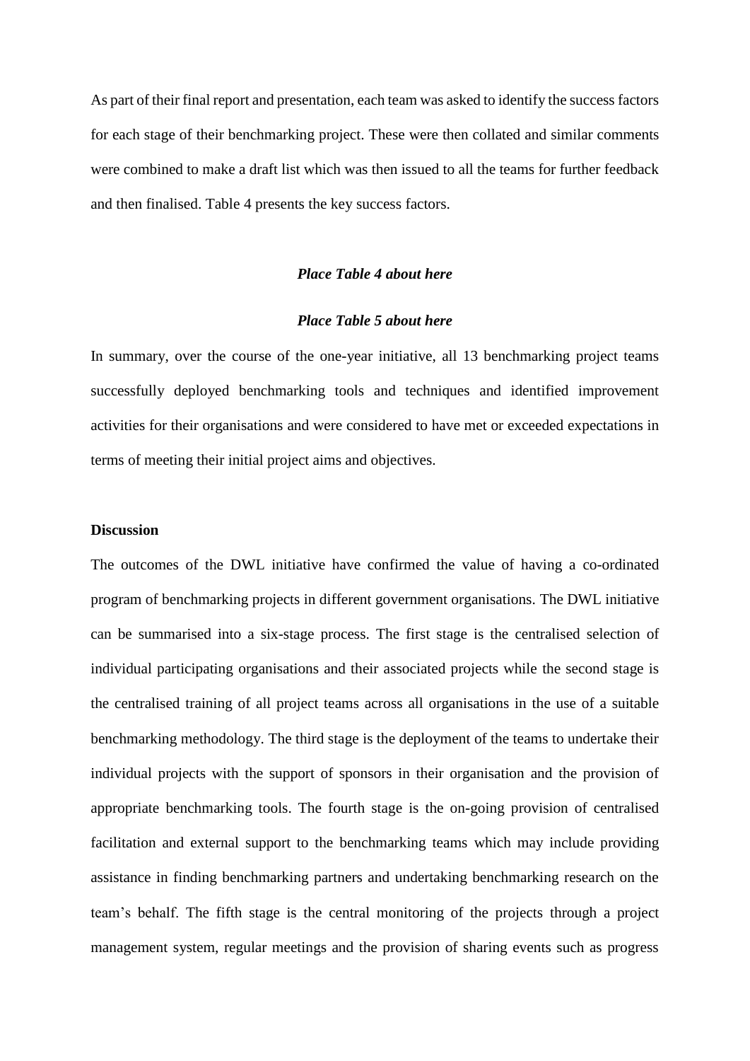As part of their final report and presentation, each team was asked to identify the success factors for each stage of their benchmarking project. These were then collated and similar comments were combined to make a draft list which was then issued to all the teams for further feedback and then finalised. Table 4 presents the key success factors.

***Place Table 4 about here***

***Place Table 5 about here***

In summary, over the course of the one-year initiative, all 13 benchmarking project teams successfully deployed benchmarking tools and techniques and identified improvement activities for their organisations and were considered to have met or exceeded expectations in terms of meeting their initial project aims and objectives.

**Discussion**

The outcomes of the DWL initiative have confirmed the value of having a co-ordinated program of benchmarking projects in different government organisations. The DWL initiative can be summarised into a six-stage process. The first stage is the centralised selection of individual participating organisations and their associated projects while the second stage is the centralised training of all project teams across all organisations in the use of a suitable benchmarking methodology. The third stage is the deployment of the teams to undertake their individual projects with the support of sponsors in their organisation and the provision of appropriate benchmarking tools. The fourth stage is the on-going provision of centralised facilitation and external support to the benchmarking teams which may include providing assistance in finding benchmarking partners and undertaking benchmarking research on the team's behalf. The fifth stage is the central monitoring of the projects through a project management system, regular meetings and the provision of sharing events such as progress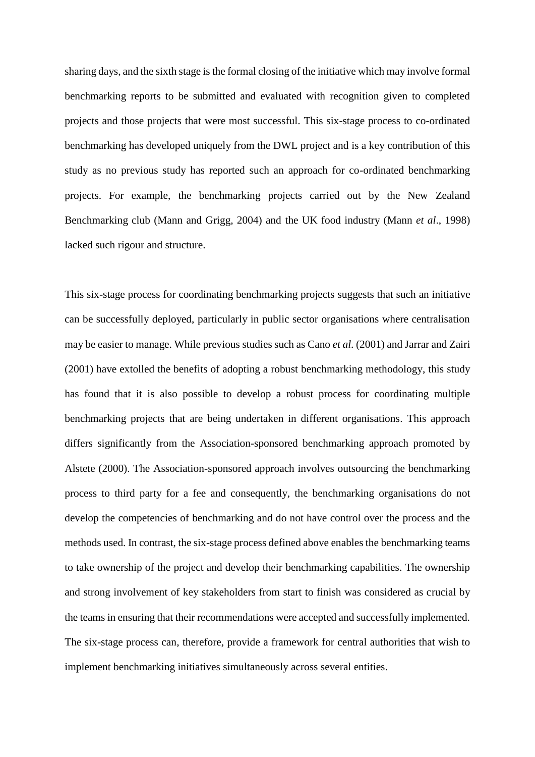sharing days, and the sixth stage is the formal closing of the initiative which may involve formal benchmarking reports to be submitted and evaluated with recognition given to completed projects and those projects that were most successful. This six-stage process to co-ordinated benchmarking has developed uniquely from the DWL project and is a key contribution of this study as no previous study has reported such an approach for co-ordinated benchmarking projects. For example, the benchmarking projects carried out by the New Zealand Benchmarking club (Mann and Grigg, 2004) and the UK food industry (Mann *et al*., 1998) lacked such rigour and structure.

This six-stage process for coordinating benchmarking projects suggests that such an initiative can be successfully deployed, particularly in public sector organisations where centralisation may be easier to manage. While previous studies such as Cano *et al.* (2001) and Jarrar and Zairi (2001) have extolled the benefits of adopting a robust benchmarking methodology, this study has found that it is also possible to develop a robust process for coordinating multiple benchmarking projects that are being undertaken in different organisations. This approach differs significantly from the Association-sponsored benchmarking approach promoted by Alstete (2000). The Association-sponsored approach involves outsourcing the benchmarking process to third party for a fee and consequently, the benchmarking organisations do not develop the competencies of benchmarking and do not have control over the process and the methods used. In contrast, the six-stage process defined above enables the benchmarking teams to take ownership of the project and develop their benchmarking capabilities. The ownership and strong involvement of key stakeholders from start to finish was considered as crucial by the teams in ensuring that their recommendations were accepted and successfully implemented. The six-stage process can, therefore, provide a framework for central authorities that wish to implement benchmarking initiatives simultaneously across several entities.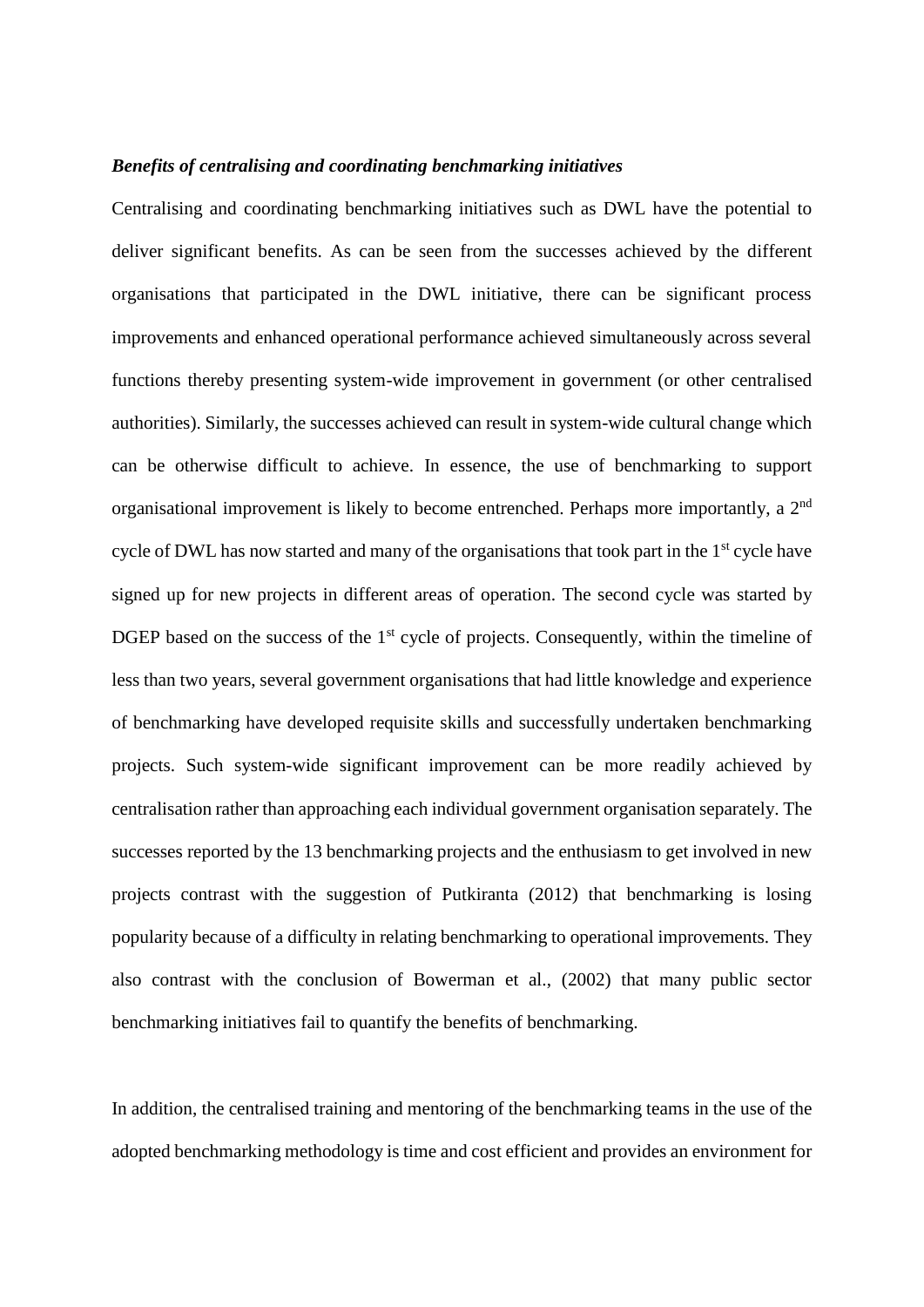### *Benefits of centralising and coordinating benchmarking initiatives*

Centralising and coordinating benchmarking initiatives such as DWL have the potential to deliver significant benefits. As can be seen from the successes achieved by the different organisations that participated in the DWL initiative, there can be significant process improvements and enhanced operational performance achieved simultaneously across several functions thereby presenting system-wide improvement in government (or other centralised authorities). Similarly, the successes achieved can result in system-wide cultural change which can be otherwise difficult to achieve. In essence, the use of benchmarking to support organisational improvement is likely to become entrenched. Perhaps more importantly, a 2nd cycle of DWL has now started and many of the organisations that took part in the 1st cycle have signed up for new projects in different areas of operation. The second cycle was started by DGEP based on the success of the 1st cycle of projects. Consequently, within the timeline of less than two years, several government organisations that had little knowledge and experience of benchmarking have developed requisite skills and successfully undertaken benchmarking projects. Such system-wide significant improvement can be more readily achieved by centralisation rather than approaching each individual government organisation separately. The successes reported by the 13 benchmarking projects and the enthusiasm to get involved in new projects contrast with the suggestion of Putkiranta (2012) that benchmarking is losing popularity because of a difficulty in relating benchmarking to operational improvements. They also contrast with the conclusion of Bowerman et al., (2002) that many public sector benchmarking initiatives fail to quantify the benefits of benchmarking.

In addition, the centralised training and mentoring of the benchmarking teams in the use of the adopted benchmarking methodology is time and cost efficient and provides an environment for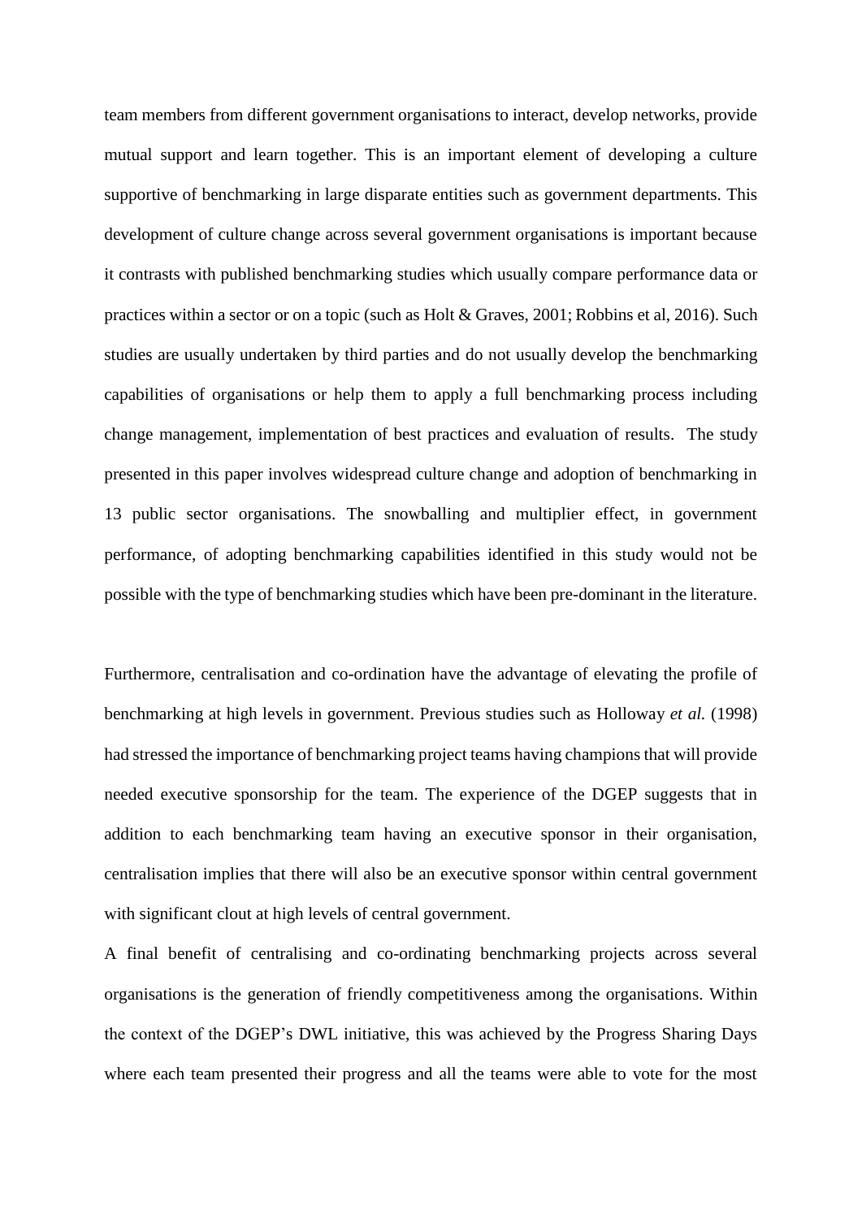team members from different government organisations to interact, develop networks, provide mutual support and learn together. This is an important element of developing a culture supportive of benchmarking in large disparate entities such as government departments. This development of culture change across several government organisations is important because it contrasts with published benchmarking studies which usually compare performance data or practices within a sector or on a topic (such as Holt & Graves, 2001; Robbins et al, 2016). Such studies are usually undertaken by third parties and do not usually develop the benchmarking capabilities of organisations or help them to apply a full benchmarking process including change management, implementation of best practices and evaluation of results. The study presented in this paper involves widespread culture change and adoption of benchmarking in 13 public sector organisations. The snowballing and multiplier effect, in government performance, of adopting benchmarking capabilities identified in this study would not be possible with the type of benchmarking studies which have been pre-dominant in the literature.

Furthermore, centralisation and co-ordination have the advantage of elevating the profile of benchmarking at high levels in government. Previous studies such as Holloway *et al.* (1998) had stressed the importance of benchmarking project teams having champions that will provide needed executive sponsorship for the team. The experience of the DGEP suggests that in addition to each benchmarking team having an executive sponsor in their organisation, centralisation implies that there will also be an executive sponsor within central government with significant clout at high levels of central government.

A final benefit of centralising and co-ordinating benchmarking projects across several organisations is the generation of friendly competitiveness among the organisations. Within the context of the DGEP's DWL initiative, this was achieved by the Progress Sharing Days where each team presented their progress and all the teams were able to vote for the most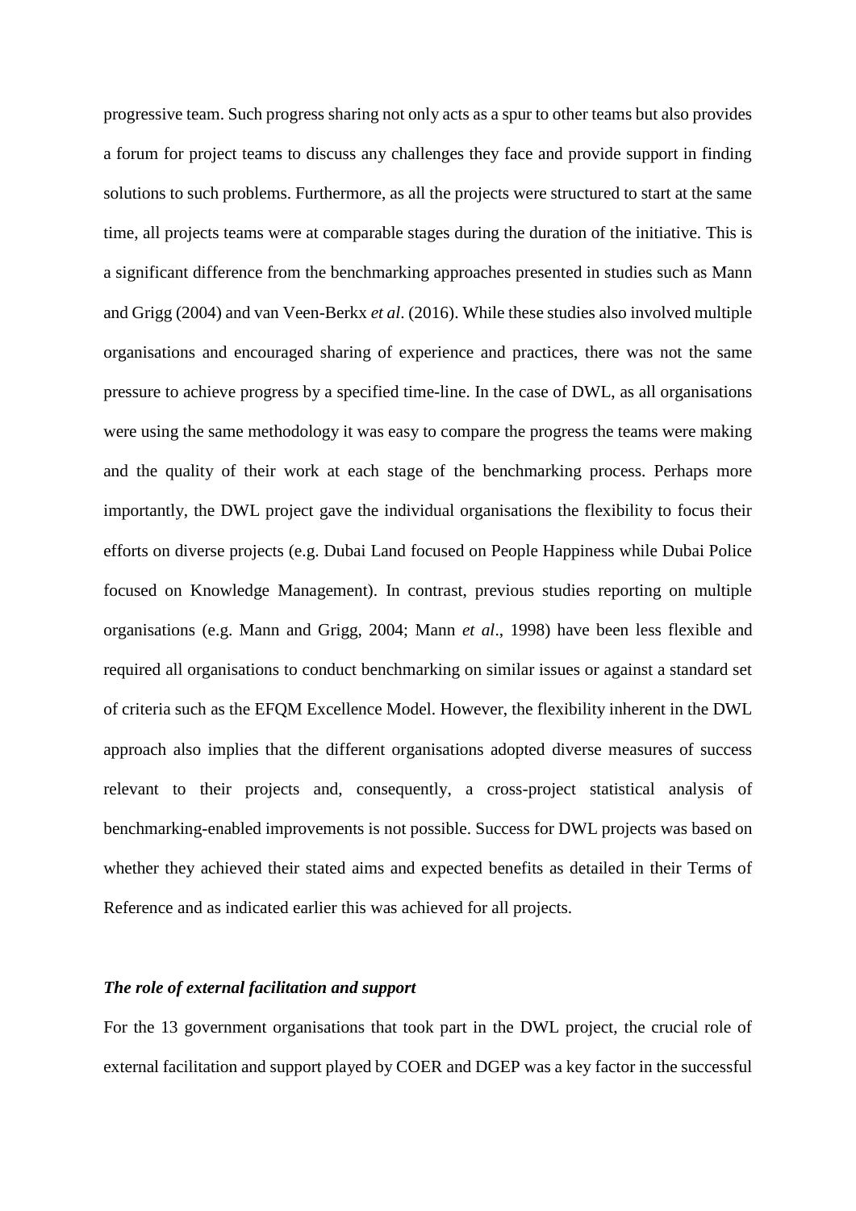progressive team. Such progress sharing not only acts as a spur to other teams but also provides a forum for project teams to discuss any challenges they face and provide support in finding solutions to such problems. Furthermore, as all the projects were structured to start at the same time, all projects teams were at comparable stages during the duration of the initiative. This is a significant difference from the benchmarking approaches presented in studies such as Mann and Grigg (2004) and van Veen-Berkx *et al*. (2016). While these studies also involved multiple organisations and encouraged sharing of experience and practices, there was not the same pressure to achieve progress by a specified time-line. In the case of DWL, as all organisations were using the same methodology it was easy to compare the progress the teams were making and the quality of their work at each stage of the benchmarking process. Perhaps more importantly, the DWL project gave the individual organisations the flexibility to focus their efforts on diverse projects (e.g. Dubai Land focused on People Happiness while Dubai Police focused on Knowledge Management). In contrast, previous studies reporting on multiple organisations (e.g. Mann and Grigg, 2004; Mann *et al*., 1998) have been less flexible and required all organisations to conduct benchmarking on similar issues or against a standard set of criteria such as the EFQM Excellence Model. However, the flexibility inherent in the DWL approach also implies that the different organisations adopted diverse measures of success relevant to their projects and, consequently, a cross-project statistical analysis of benchmarking-enabled improvements is not possible. Success for DWL projects was based on whether they achieved their stated aims and expected benefits as detailed in their Terms of Reference and as indicated earlier this was achieved for all projects.

### *The role of external facilitation and support*

For the 13 government organisations that took part in the DWL project, the crucial role of external facilitation and support played by COER and DGEP was a key factor in the successful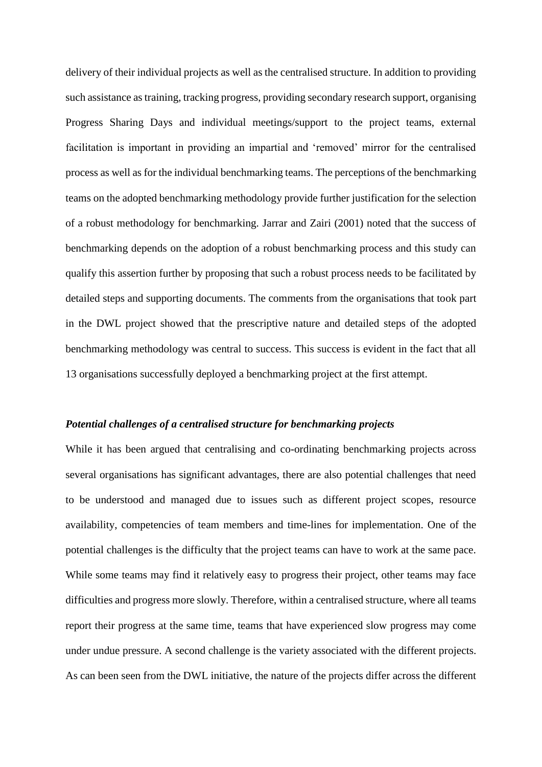delivery of their individual projects as well as the centralised structure. In addition to providing such assistance as training, tracking progress, providing secondary research support, organising Progress Sharing Days and individual meetings/support to the project teams, external facilitation is important in providing an impartial and 'removed' mirror for the centralised process as well as for the individual benchmarking teams. The perceptions of the benchmarking teams on the adopted benchmarking methodology provide further justification for the selection of a robust methodology for benchmarking. Jarrar and Zairi (2001) noted that the success of benchmarking depends on the adoption of a robust benchmarking process and this study can qualify this assertion further by proposing that such a robust process needs to be facilitated by detailed steps and supporting documents. The comments from the organisations that took part in the DWL project showed that the prescriptive nature and detailed steps of the adopted benchmarking methodology was central to success. This success is evident in the fact that all 13 organisations successfully deployed a benchmarking project at the first attempt.

***Potential challenges of a centralised structure for benchmarking projects***

While it has been argued that centralising and co-ordinating benchmarking projects across several organisations has significant advantages, there are also potential challenges that need to be understood and managed due to issues such as different project scopes, resource availability, competencies of team members and time-lines for implementation. One of the potential challenges is the difficulty that the project teams can have to work at the same pace. While some teams may find it relatively easy to progress their project, other teams may face difficulties and progress more slowly. Therefore, within a centralised structure, where all teams report their progress at the same time, teams that have experienced slow progress may come under undue pressure. A second challenge is the variety associated with the different projects. As can been seen from the DWL initiative, the nature of the projects differ across the different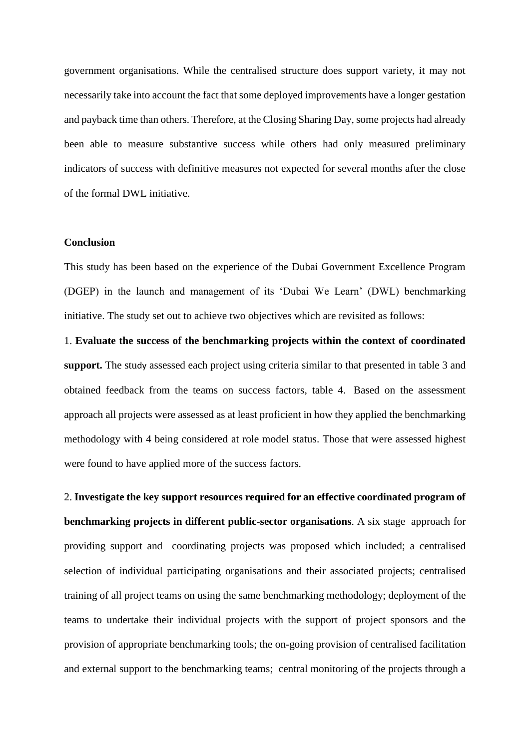government organisations. While the centralised structure does support variety, it may not necessarily take into account the fact that some deployed improvements have a longer gestation and payback time than others. Therefore, at the Closing Sharing Day, some projects had already been able to measure substantive success while others had only measured preliminary indicators of success with definitive measures not expected for several months after the close of the formal DWL initiative.

## Conclusion

This study has been based on the experience of the Dubai Government Excellence Program (DGEP) in the launch and management of its 'Dubai We Learn' (DWL) benchmarking initiative. The study set out to achieve two objectives which are revisited as follows:

1. **Evaluate the success of the benchmarking projects within the context of coordinated support.** The study assessed each project using criteria similar to that presented in table 3 and obtained feedback from the teams on success factors, table 4. Based on the assessment approach all projects were assessed as at least proficient in how they applied the benchmarking methodology with 4 being considered at role model status. Those that were assessed highest were found to have applied more of the success factors.

2. **Investigate the key support resources required for an effective coordinated program of benchmarking projects in different public-sector organisations**. A six stage approach for providing support and coordinating projects was proposed which included; a centralised selection of individual participating organisations and their associated projects; centralised training of all project teams on using the same benchmarking methodology; deployment of the teams to undertake their individual projects with the support of project sponsors and the provision of appropriate benchmarking tools; the on-going provision of centralised facilitation and external support to the benchmarking teams; central monitoring of the projects through a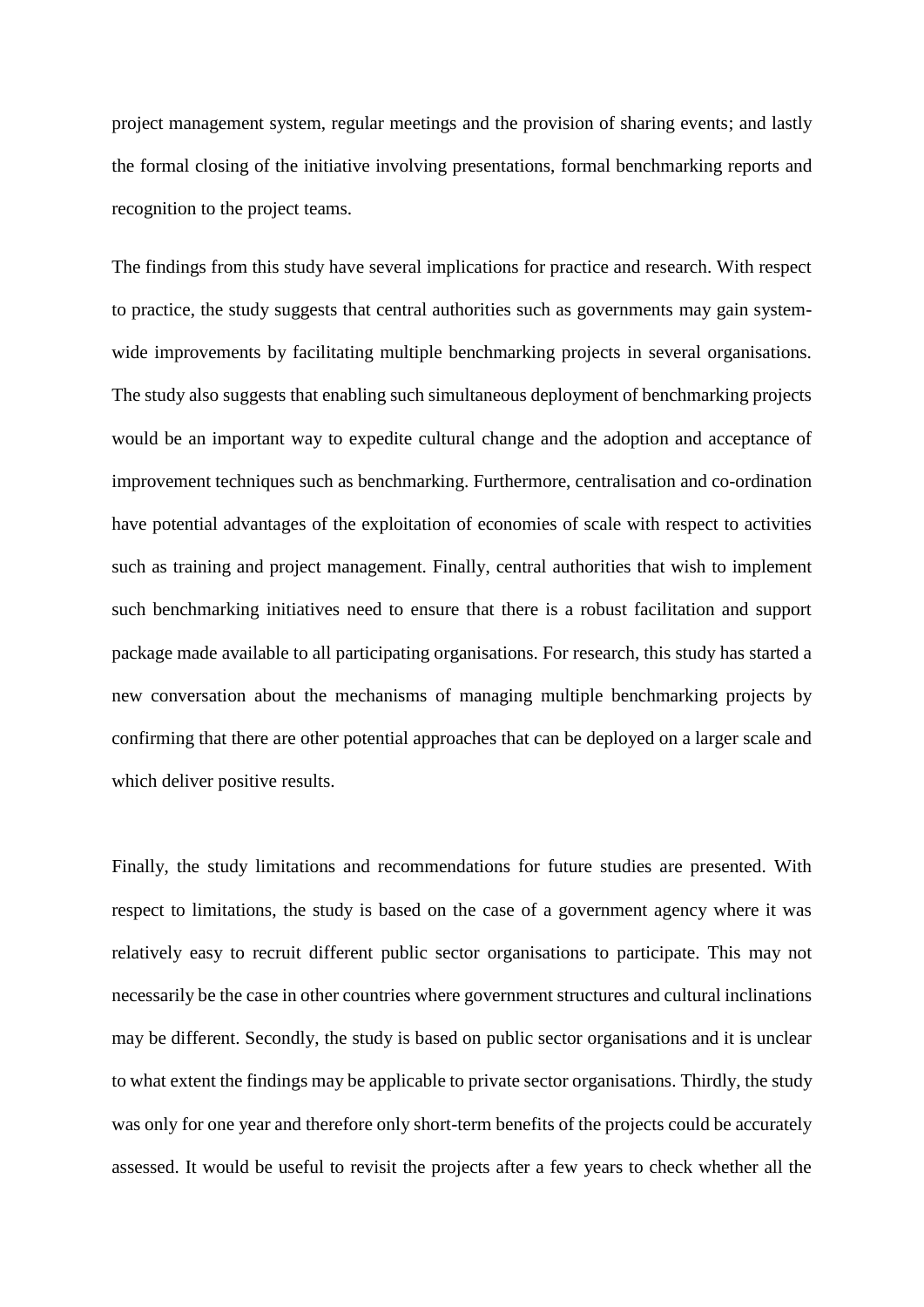project management system, regular meetings and the provision of sharing events; and lastly the formal closing of the initiative involving presentations, formal benchmarking reports and recognition to the project teams.

The findings from this study have several implications for practice and research. With respect to practice, the study suggests that central authorities such as governments may gain system-wide improvements by facilitating multiple benchmarking projects in several organisations. The study also suggests that enabling such simultaneous deployment of benchmarking projects would be an important way to expedite cultural change and the adoption and acceptance of improvement techniques such as benchmarking. Furthermore, centralisation and co-ordination have potential advantages of the exploitation of economies of scale with respect to activities such as training and project management. Finally, central authorities that wish to implement such benchmarking initiatives need to ensure that there is a robust facilitation and support package made available to all participating organisations. For research, this study has started a new conversation about the mechanisms of managing multiple benchmarking projects by confirming that there are other potential approaches that can be deployed on a larger scale and which deliver positive results.

Finally, the study limitations and recommendations for future studies are presented. With respect to limitations, the study is based on the case of a government agency where it was relatively easy to recruit different public sector organisations to participate. This may not necessarily be the case in other countries where government structures and cultural inclinations may be different. Secondly, the study is based on public sector organisations and it is unclear to what extent the findings may be applicable to private sector organisations. Thirdly, the study was only for one year and therefore only short-term benefits of the projects could be accurately assessed. It would be useful to revisit the projects after a few years to check whether all the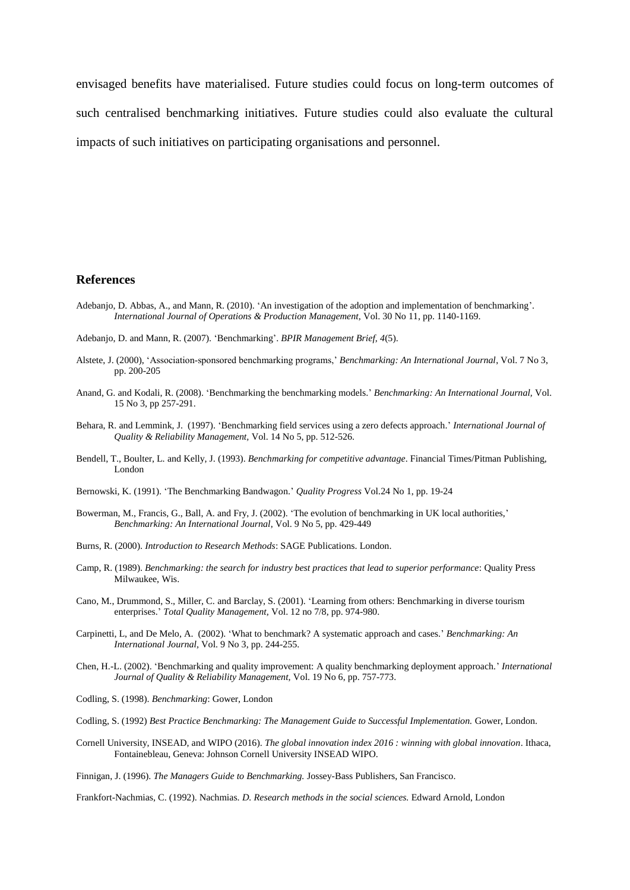envisaged benefits have materialised. Future studies could focus on long-term outcomes of such centralised benchmarking initiatives. Future studies could also evaluate the cultural impacts of such initiatives on participating organisations and personnel.

## References

Adebanjo, D. Abbas, A., and Mann, R. (2010). 'An investigation of the adoption and implementation of benchmarking'. *International Journal of Operations & Production Management*, Vol. 30 No 11, pp. 1140-1169.

Adebanjo, D. and Mann, R. (2007). 'Benchmarking'. *BPIR Management Brief, 4*(5).

Alstete, J. (2000), 'Association-sponsored benchmarking programs,' *Benchmarking: An International Journal*, Vol. 7 No 3, pp. 200-205

Anand, G. and Kodali, R. (2008). 'Benchmarking the benchmarking models.' *Benchmarking: An International Journal,* Vol. 15 No 3, pp 257-291.

Behara, R. and Lemmink, J. (1997). 'Benchmarking field services using a zero defects approach.' *International Journal of Quality & Reliability Management*, Vol. 14 No 5, pp. 512-526.

Bendell, T., Boulter, L. and Kelly, J. (1993). *Benchmarking for competitive advantage*. Financial Times/Pitman Publishing, London

Bernowski, K. (1991). 'The Benchmarking Bandwagon.' *Quality Progress* Vol.24 No 1, pp. 19-24

Bowerman, M., Francis, G., Ball, A. and Fry, J. (2002). 'The evolution of benchmarking in UK local authorities,' *Benchmarking: An International Journal*, Vol. 9 No 5, pp. 429-449

Burns, R. (2000). *Introduction to Research Methods*: SAGE Publications. London.

Camp, R. (1989). *Benchmarking: the search for industry best practices that lead to superior performance*: Quality Press Milwaukee, Wis.

Cano, M., Drummond, S., Miller, C. and Barclay, S. (2001). 'Learning from others: Benchmarking in diverse tourism enterprises.' *Total Quality Management,* Vol. 12 no 7/8, pp. 974-980.

Carpinetti, L, and De Melo, A. (2002). 'What to benchmark? A systematic approach and cases.' *Benchmarking: An International Journal*, Vol. 9 No 3, pp. 244-255.

Chen, H.-L. (2002). 'Benchmarking and quality improvement: A quality benchmarking deployment approach.' *International Journal of Quality & Reliability Management,* Vol. 19 No 6, pp. 757-773.

Codling, S. (1998). *Benchmarking*: Gower, London

Codling, S. (1992) *Best Practice Benchmarking: The Management Guide to Successful Implementation.* Gower, London.

Cornell University, INSEAD, and WIPO (2016). *The global innovation index 2016 : winning with global innovation*. Ithaca, Fontainebleau, Geneva: Johnson Cornell University INSEAD WIPO.

Finnigan, J. (1996). *The Managers Guide to Benchmarking.* Jossey-Bass Publishers, San Francisco.

Frankfort-Nachmias, C. (1992). Nachmias. *D. Research methods in the social sciences.* Edward Arnold, London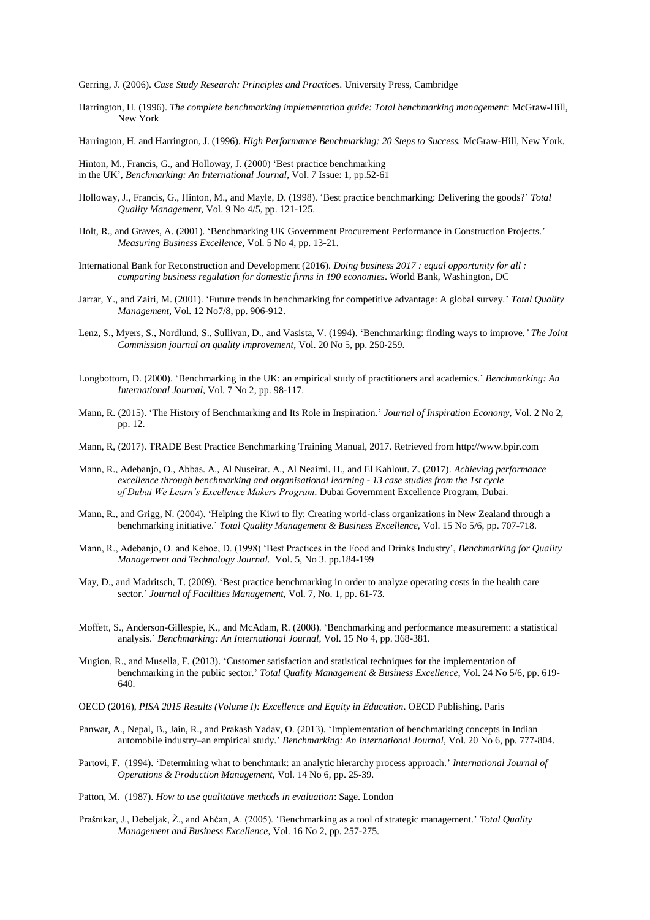Gerring, J. (2006). *Case Study Research: Principles and Practices*. University Press, Cambridge

Harrington, H. (1996). *The complete benchmarking implementation guide: Total benchmarking management*: McGraw-Hill, New York

Harrington, H. and Harrington, J. (1996). *High Performance Benchmarking: 20 Steps to Success.* McGraw-Hill, New York.

Hinton, M., Francis, G., and Holloway, J. (2000) 'Best practice benchmarking in the UK', *Benchmarking: An International Journal*, Vol. 7 Issue: 1, pp.52-61

Holloway, J., Francis, G., Hinton, M., and Mayle, D. (1998). 'Best practice benchmarking: Delivering the goods?' *Total Quality Management*, Vol. 9 No 4/5, pp. 121-125.

Holt, R., and Graves, A. (2001). 'Benchmarking UK Government Procurement Performance in Construction Projects.' *Measuring Business Excellence*, Vol. 5 No 4, pp. 13-21.

International Bank for Reconstruction and Development (2016). *Doing business 2017 : equal opportunity for all : comparing business regulation for domestic firms in 190 economies*. World Bank, Washington, DC

Jarrar, Y., and Zairi, M. (2001). 'Future trends in benchmarking for competitive advantage: A global survey.' *Total Quality Management*, Vol. 12 No7/8, pp. 906-912.

Lenz, S., Myers, S., Nordlund, S., Sullivan, D., and Vasista, V. (1994). 'Benchmarking: finding ways to improve.' *The Joint Commission journal on quality improvement*, Vol. 20 No 5, pp. 250-259.

Longbottom, D. (2000). 'Benchmarking in the UK: an empirical study of practitioners and academics.' *Benchmarking: An International Journal*, Vol. 7 No 2, pp. 98-117.

Mann, R. (2015). 'The History of Benchmarking and Its Role in Inspiration.' *Journal of Inspiration Economy*, Vol. 2 No 2, pp. 12.

Mann, R, (2017). TRADE Best Practice Benchmarking Training Manual, 2017. Retrieved from http://www.bpir.com

Mann, R., Adebanjo, O., Abbas. A., Al Nuseirat. A., Al Neaimi. H., and El Kahlout. Z. (2017). *Achieving performance excellence through benchmarking and organisational learning - 13 case studies from the 1st cycle of Dubai We Learn's Excellence Makers Program*. Dubai Government Excellence Program, Dubai.

Mann, R., and Grigg, N. (2004). 'Helping the Kiwi to fly: Creating world-class organizations in New Zealand through a benchmarking initiative.' *Total Quality Management & Business Excellence*, Vol. 15 No 5/6, pp. 707-718.

Mann, R., Adebanjo, O. and Kehoe, D. (1998) 'Best Practices in the Food and Drinks Industry', *Benchmarking for Quality Management and Technology Journal.* Vol. 5, No 3. pp.184-199

May, D., and Madritsch, T. (2009). 'Best practice benchmarking in order to analyze operating costs in the health care sector.' *Journal of Facilities Management*, Vol. 7, No. 1, pp. 61-73.

Moffett, S., Anderson-Gillespie, K., and McAdam, R. (2008). 'Benchmarking and performance measurement: a statistical analysis.' *Benchmarking: An International Journal*, Vol. 15 No 4, pp. 368-381.

Mugion, R., and Musella, F. (2013). 'Customer satisfaction and statistical techniques for the implementation of benchmarking in the public sector.' *Total Quality Management & Business Excellence*, Vol. 24 No 5/6, pp. 619-640.

OECD (2016), *PISA 2015 Results (Volume I): Excellence and Equity in Education*. OECD Publishing. Paris

Panwar, A., Nepal, B., Jain, R., and Prakash Yadav, O. (2013). 'Implementation of benchmarking concepts in Indian automobile industry–an empirical study.' *Benchmarking: An International Journal*, Vol. 20 No 6, pp. 777-804.

Partovi, F. (1994). 'Determining what to benchmark: an analytic hierarchy process approach.' *International Journal of Operations & Production Management*, Vol. 14 No 6, pp. 25-39.

Patton, M. (1987). *How to use qualitative methods in evaluation*: Sage. London

Prašnikar, J., Debeljak, Ž., and Ahčan, A. (2005). 'Benchmarking as a tool of strategic management.' *Total Quality Management and Business Excellence*, Vol. 16 No 2, pp. 257-275.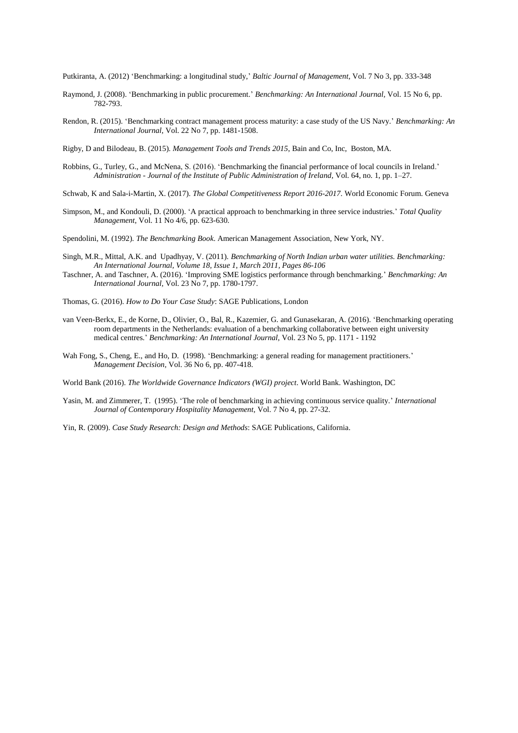Putkiranta, A. (2012) 'Benchmarking: a longitudinal study,' *Baltic Journal of Management*, Vol. 7 No 3, pp. 333-348

Raymond, J. (2008). 'Benchmarking in public procurement.' *Benchmarking: An International Journal*, Vol. 15 No 6, pp. 782-793.

Rendon, R. (2015). 'Benchmarking contract management process maturity: a case study of the US Navy.' *Benchmarking: An International Journal*, Vol. 22 No 7, pp. 1481-1508.

Rigby, D and Bilodeau, B. (2015). *Management Tools and Trends 2015*, Bain and Co, Inc, Boston, MA.

Robbins, G., Turley, G., and McNena, S. (2016). 'Benchmarking the financial performance of local councils in Ireland.' *Administration - Journal of the Institute of Public Administration of Ireland*, Vol. 64, no. 1, pp. 1–27.

Schwab, K and Sala-i-Martin, X. (2017). *The Global Competitiveness Report 2016-2017*. World Economic Forum. Geneva

Simpson, M., and Kondouli, D. (2000). 'A practical approach to benchmarking in three service industries.' *Total Quality Management*, Vol. 11 No 4/6, pp. 623-630.

Spendolini, M. (1992). *The Benchmarking Book*. American Management Association, New York, NY.

Singh, M.R., Mittal, A.K. and Upadhyay, V. (2011). *Benchmarking of North Indian urban water utilities. Benchmarking: An International Journal, Volume 18, Issue 1, March 2011, Pages 86-106*

Taschner, A. and Taschner, A. (2016). 'Improving SME logistics performance through benchmarking.' *Benchmarking: An International Journal*, Vol. 23 No 7, pp. 1780-1797.

Thomas, G. (2016). *How to Do Your Case Study*: SAGE Publications, London

van Veen-Berkx, E., de Korne, D., Olivier, O., Bal, R., Kazemier, G. and Gunasekaran, A. (2016). 'Benchmarking operating room departments in the Netherlands: evaluation of a benchmarking collaborative between eight university medical centres.' *Benchmarking: An International Journal*, Vol. 23 No 5, pp. 1171 - 1192

Wah Fong, S., Cheng, E., and Ho, D. (1998). 'Benchmarking: a general reading for management practitioners.' *Management Decision*, Vol. 36 No 6, pp. 407-418.

World Bank (2016). *The Worldwide Governance Indicators (WGI) project*. World Bank. Washington, DC

Yasin, M. and Zimmerer, T. (1995). 'The role of benchmarking in achieving continuous service quality.' *International Journal of Contemporary Hospitality Management*, Vol. 7 No 4, pp. 27-32.

Yin, R. (2009). *Case Study Research: Design and Methods*: SAGE Publications, California.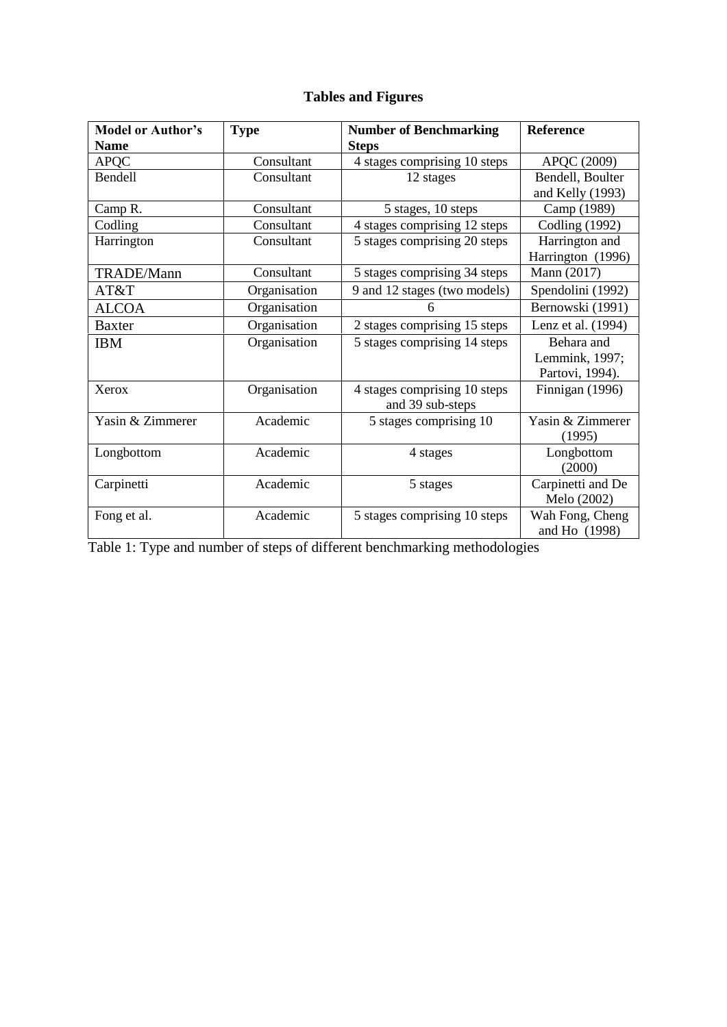# Tables and Figures

| Model or Author's Name | Type | Number of Benchmarking Steps | Reference |
|---|---|---|---|
| APQC | Consultant | 4 stages comprising 10 steps | APQC (2009) |
| Bendell | Consultant | 12 stages | Bendell, Boulter and Kelly (1993) |
| Camp R. | Consultant | 5 stages, 10 steps | Camp (1989) |
| Codling | Consultant | 4 stages comprising 12 steps | Codling (1992) |
| Harrington | Consultant | 5 stages comprising 20 steps | Harrington and Harrington (1996) |
| TRADE/Mann | Consultant | 5 stages comprising 34 steps | Mann (2017) |
| AT&T | Organisation | 9 and 12 stages (two models) | Spendolini (1992) |
| ALCOA | Organisation | 6 | Bernowski (1991) |
| Baxter | Organisation | 2 stages comprising 15 steps | Lenz et al. (1994) |
| IBM | Organisation | 5 stages comprising 14 steps | Behara and Lemmink, 1997; Partovi, 1994). |
| Xerox | Organisation | 4 stages comprising 10 steps and 39 sub-steps | Finnigan (1996) |
| Yasin & Zimmerer | Academic | 5 stages comprising 10 | Yasin & Zimmerer (1995) |
| Longbottom | Academic | 4 stages | Longbottom (2000) |
| Carpinetti | Academic | 5 stages | Carpinetti and De Melo (2002) |
| Fong et al. | Academic | 5 stages comprising 10 steps | Wah Fong, Cheng and Ho (1998) |

Table 1: Type and number of steps of different benchmarking methodologies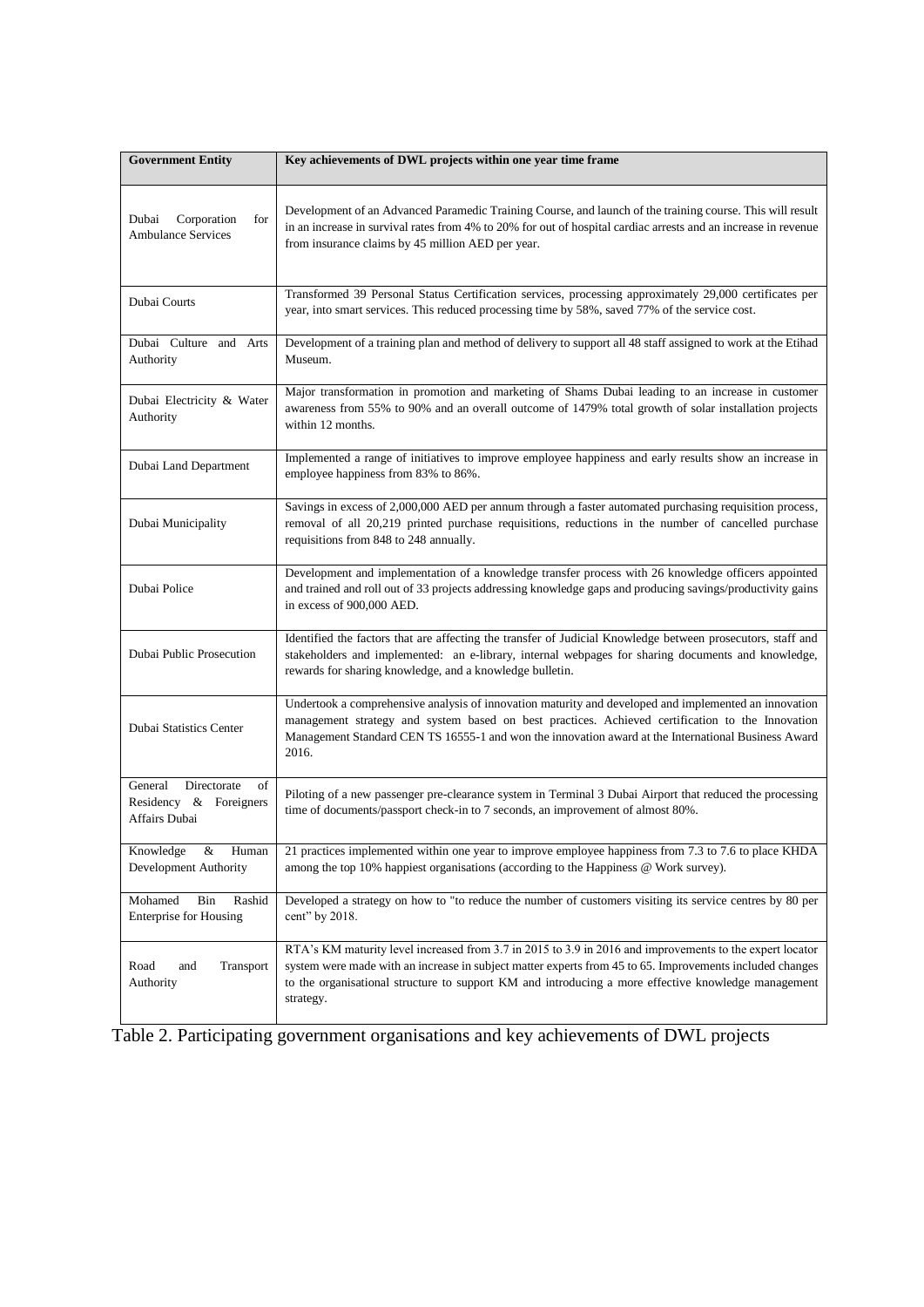| Government Entity | Key achievements of DWL projects within one year time frame |
|---|---|
| Dubai Corporation for Ambulance Services | Development of an Advanced Paramedic Training Course, and launch of the training course. This will result in an increase in survival rates from 4% to 20% for out of hospital cardiac arrests and an increase in revenue from insurance claims by 45 million AED per year. |
| Dubai Courts | Transformed 39 Personal Status Certification services, processing approximately 29,000 certificates per year, into smart services. This reduced processing time by 58%, saved 77% of the service cost. |
| Dubai Culture and Arts Authority | Development of a training plan and method of delivery to support all 48 staff assigned to work at the Etihad Museum. |
| Dubai Electricity & Water Authority | Major transformation in promotion and marketing of Shams Dubai leading to an increase in customer awareness from 55% to 90% and an overall outcome of 1479% total growth of solar installation projects within 12 months. |
| Dubai Land Department | Implemented a range of initiatives to improve employee happiness and early results show an increase in employee happiness from 83% to 86%. |
| Dubai Municipality | Savings in excess of 2,000,000 AED per annum through a faster automated purchasing requisition process, removal of all 20,219 printed purchase requisitions, reductions in the number of cancelled purchase requisitions from 848 to 248 annually. |
| Dubai Police | Development and implementation of a knowledge transfer process with 26 knowledge officers appointed and trained and roll out of 33 projects addressing knowledge gaps and producing savings/productivity gains in excess of 900,000 AED. |
| Dubai Public Prosecution | Identified the factors that are affecting the transfer of Judicial Knowledge between prosecutors, staff and stakeholders and implemented: an e-library, internal webpages for sharing documents and knowledge, rewards for sharing knowledge, and a knowledge bulletin. |
| Dubai Statistics Center | Undertook a comprehensive analysis of innovation maturity and developed and implemented an innovation management strategy and system based on best practices. Achieved certification to the Innovation Management Standard CEN TS 16555-1 and won the innovation award at the International Business Award 2016. |
| General Directorate of Residency & Foreigners Affairs Dubai | Piloting of a new passenger pre-clearance system in Terminal 3 Dubai Airport that reduced the processing time of documents/passport check-in to 7 seconds, an improvement of almost 80%. |
| Knowledge & Human Development Authority | 21 practices implemented within one year to improve employee happiness from 7.3 to 7.6 to place KHDA among the top 10% happiest organisations (according to the Happiness @ Work survey). |
| Mohamed Bin Rashid Enterprise for Housing | Developed a strategy on how to "to reduce the number of customers visiting its service centres by 80 per cent" by 2018. |
| Road and Transport Authority | RTA's KM maturity level increased from 3.7 in 2015 to 3.9 in 2016 and improvements to the expert locator system were made with an increase in subject matter experts from 45 to 65. Improvements included changes to the organisational structure to support KM and introducing a more effective knowledge management strategy. |

Table 2. Participating government organisations and key achievements of DWL projects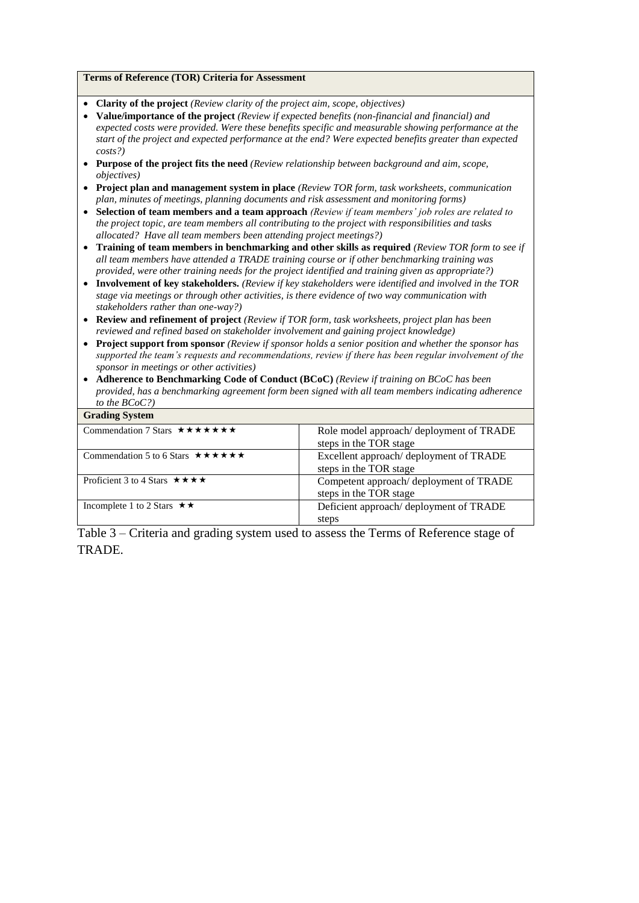**Terms of Reference (TOR) Criteria for Assessment**

- **Clarity of the project** *(Review clarity of the project aim, scope, objectives)*
- **Value/importance of the project** *(Review if expected benefits (non-financial and financial) and expected costs were provided. Were these benefits specific and measurable showing performance at the start of the project and expected performance at the end? Were expected benefits greater than expected costs?)*
- **Purpose of the project fits the need** *(Review relationship between background and aim, scope, objectives)*
- **Project plan and management system in place** *(Review TOR form, task worksheets, communication plan, minutes of meetings, planning documents and risk assessment and monitoring forms)*
- **Selection of team members and a team approach** *(Review if team members' job roles are related to the project topic, are team members all contributing to the project with responsibilities and tasks allocated? Have all team members been attending project meetings?)*
- **Training of team members in benchmarking and other skills as required** *(Review TOR form to see if all team members have attended a TRADE training course or if other benchmarking training was provided, were other training needs for the project identified and training given as appropriate?)*
- **Involvement of key stakeholders.** *(Review if key stakeholders were identified and involved in the TOR stage via meetings or through other activities, is there evidence of two way communication with stakeholders rather than one-way?)*
- **Review and refinement of project** *(Review if TOR form, task worksheets, project plan has been reviewed and refined based on stakeholder involvement and gaining project knowledge)*
- **Project support from sponsor** *(Review if sponsor holds a senior position and whether the sponsor has supported the team's requests and recommendations, review if there has been regular involvement of the sponsor in meetings or other activities)*
- **Adherence to Benchmarking Code of Conduct (BCoC)** *(Review if training on BCoC has been provided, has a benchmarking agreement form been signed with all team members indicating adherence to the BCoC?)*

**Grading System**

| Grade | Description |
|---|---|
| Commendation 7 Stars ★★★★★★★ | Role model approach/ deployment of TRADE steps in the TOR stage |
| Commendation 5 to 6 Stars ★★★★★★ | Excellent approach/ deployment of TRADE steps in the TOR stage |
| Proficient 3 to 4 Stars ★★★★ | Competent approach/ deployment of TRADE steps in the TOR stage |
| Incomplete 1 to 2 Stars ★★ | Deficient approach/ deployment of TRADE steps |

Table 3 – Criteria and grading system used to assess the Terms of Reference stage of TRADE.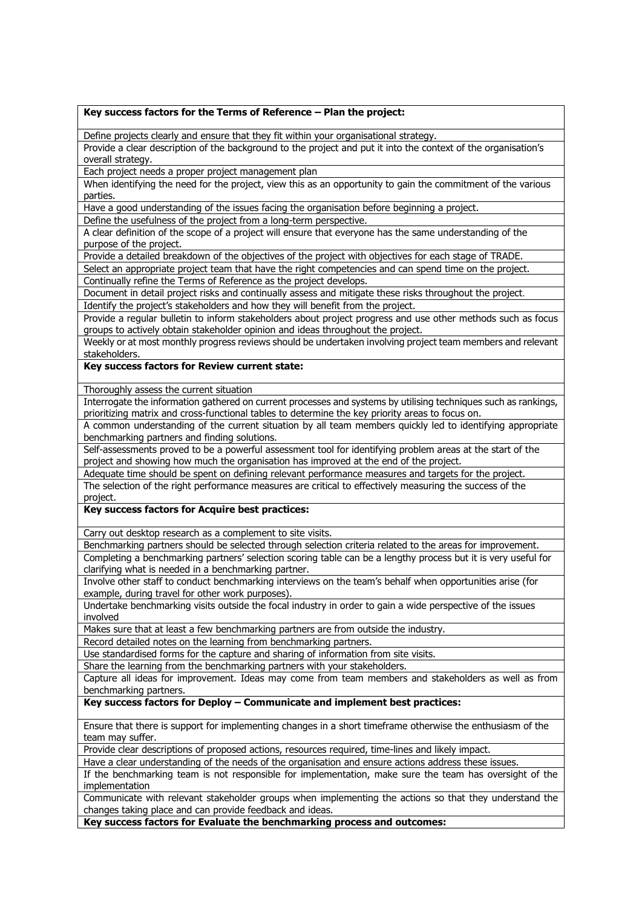| **Key success factors for the Terms of Reference – Plan the project:** |
|---|
| Define projects clearly and ensure that they fit within your organisational strategy. |
| Provide a clear description of the background to the project and put it into the context of the organisation's overall strategy. |
| Each project needs a proper project management plan |
| When identifying the need for the project, view this as an opportunity to gain the commitment of the various parties. |
| Have a good understanding of the issues facing the organisation before beginning a project. |
| Define the usefulness of the project from a long-term perspective. |
| A clear definition of the scope of a project will ensure that everyone has the same understanding of the purpose of the project. |
| Provide a detailed breakdown of the objectives of the project with objectives for each stage of TRADE. |
| Select an appropriate project team that have the right competencies and can spend time on the project. |
| Continually refine the Terms of Reference as the project develops. |
| Document in detail project risks and continually assess and mitigate these risks throughout the project. |
| Identify the project's stakeholders and how they will benefit from the project. |
| Provide a regular bulletin to inform stakeholders about project progress and use other methods such as focus groups to actively obtain stakeholder opinion and ideas throughout the project. |
| Weekly or at most monthly progress reviews should be undertaken involving project team members and relevant stakeholders. |
| **Key success factors for Review current state:** |
| Thoroughly assess the current situation |
| Interrogate the information gathered on current processes and systems by utilising techniques such as rankings, prioritizing matrix and cross-functional tables to determine the key priority areas to focus on. |
| A common understanding of the current situation by all team members quickly led to identifying appropriate benchmarking partners and finding solutions. |
| Self-assessments proved to be a powerful assessment tool for identifying problem areas at the start of the project and showing how much the organisation has improved at the end of the project. |
| Adequate time should be spent on defining relevant performance measures and targets for the project. |
| The selection of the right performance measures are critical to effectively measuring the success of the project. |
| **Key success factors for Acquire best practices:** |
| Carry out desktop research as a complement to site visits. |
| Benchmarking partners should be selected through selection criteria related to the areas for improvement. |
| Completing a benchmarking partners' selection scoring table can be a lengthy process but it is very useful for clarifying what is needed in a benchmarking partner. |
| Involve other staff to conduct benchmarking interviews on the team's behalf when opportunities arise (for example, during travel for other work purposes). |
| Undertake benchmarking visits outside the focal industry in order to gain a wide perspective of the issues involved |
| Makes sure that at least a few benchmarking partners are from outside the industry. |
| Record detailed notes on the learning from benchmarking partners. |
| Use standardised forms for the capture and sharing of information from site visits. |
| Share the learning from the benchmarking partners with your stakeholders. |
| Capture all ideas for improvement. Ideas may come from team members and stakeholders as well as from benchmarking partners. |
| **Key success factors for Deploy – Communicate and implement best practices:** |
| Ensure that there is support for implementing changes in a short timeframe otherwise the enthusiasm of the team may suffer. |
| Provide clear descriptions of proposed actions, resources required, time-lines and likely impact. |
| Have a clear understanding of the needs of the organisation and ensure actions address these issues. |
| If the benchmarking team is not responsible for implementation, make sure the team has oversight of the implementation |
| Communicate with relevant stakeholder groups when implementing the actions so that they understand the changes taking place and can provide feedback and ideas. |
| **Key success factors for Evaluate the benchmarking process and outcomes:** |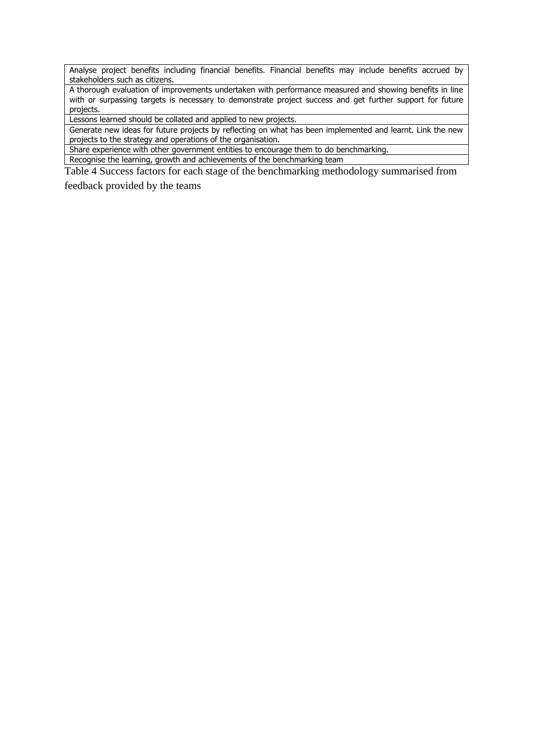| |
|---|
| Analyse project benefits including financial benefits. Financial benefits may include benefits accrued by stakeholders such as citizens. |
| A thorough evaluation of improvements undertaken with performance measured and showing benefits in line with or surpassing targets is necessary to demonstrate project success and get further support for future projects. |
| Lessons learned should be collated and applied to new projects. |
| Generate new ideas for future projects by reflecting on what has been implemented and learnt. Link the new projects to the strategy and operations of the organisation. |
| Share experience with other government entities to encourage them to do benchmarking. |
| Recognise the learning, growth and achievements of the benchmarking team |

Table 4 Success factors for each stage of the benchmarking methodology summarised from feedback provided by the teams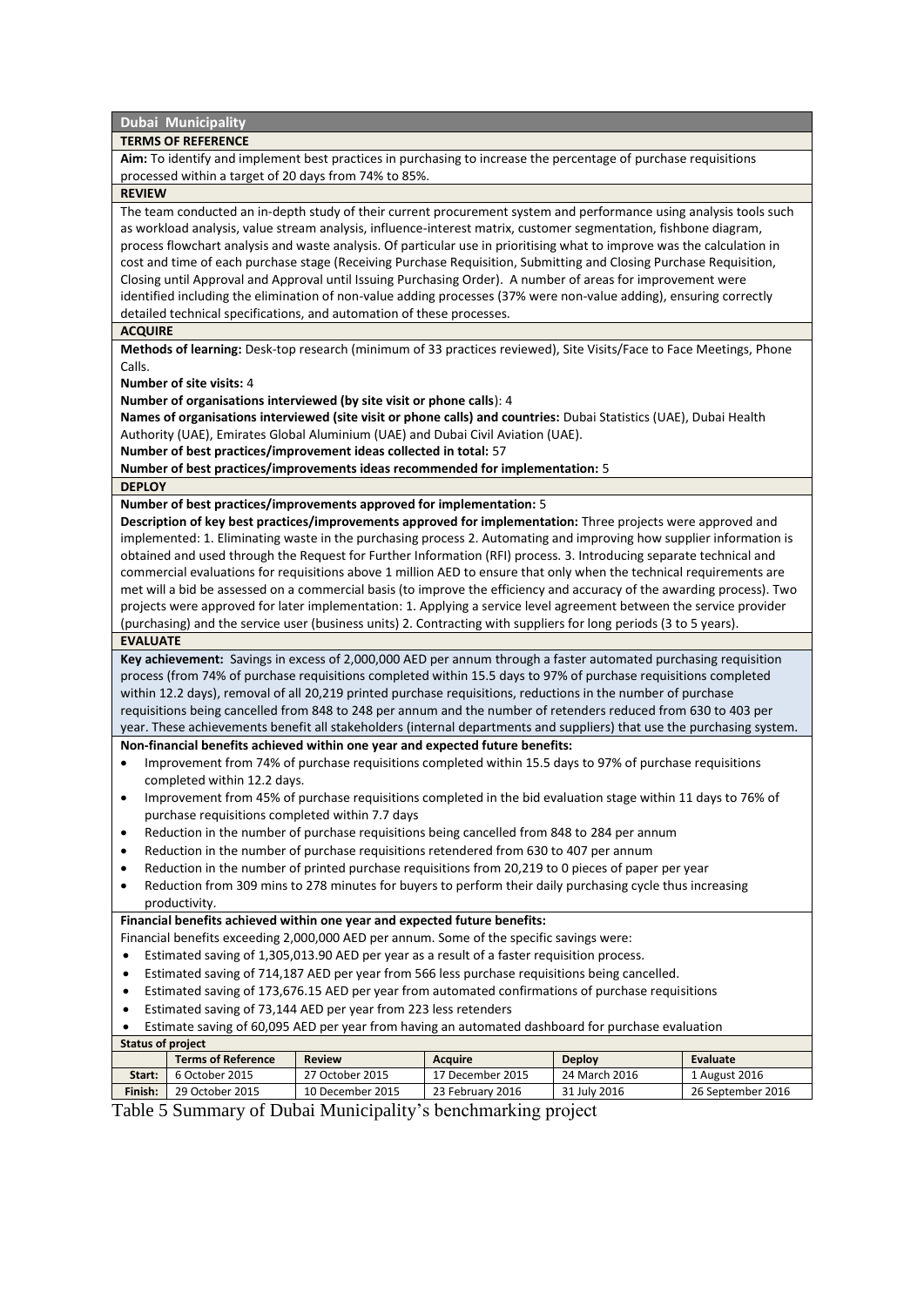**Dubai Municipality**

**TERMS OF REFERENCE**

**Aim:** To identify and implement best practices in purchasing to increase the percentage of purchase requisitions processed within a target of 20 days from 74% to 85%.

**REVIEW**

The team conducted an in-depth study of their current procurement system and performance using analysis tools such as workload analysis, value stream analysis, influence-interest matrix, customer segmentation, fishbone diagram, process flowchart analysis and waste analysis. Of particular use in prioritising what to improve was the calculation in cost and time of each purchase stage (Receiving Purchase Requisition, Submitting and Closing Purchase Requisition, Closing until Approval and Approval until Issuing Purchasing Order). A number of areas for improvement were identified including the elimination of non-value adding processes (37% were non-value adding), ensuring correctly detailed technical specifications, and automation of these processes.

**ACQUIRE**

**Methods of learning:** Desk-top research (minimum of 33 practices reviewed), Site Visits/Face to Face Meetings, Phone Calls.

**Number of site visits:** 4

**Number of organisations interviewed (by site visit or phone calls**): 4

**Names of organisations interviewed (site visit or phone calls) and countries:** Dubai Statistics (UAE), Dubai Health Authority (UAE), Emirates Global Aluminium (UAE) and Dubai Civil Aviation (UAE).

**Number of best practices/improvement ideas collected in total:** 57

**Number of best practices/improvements ideas recommended for implementation:** 5

**DEPLOY**

**Number of best practices/improvements approved for implementation:** 5

**Description of key best practices/improvements approved for implementation:** Three projects were approved and implemented: 1. Eliminating waste in the purchasing process 2. Automating and improving how supplier information is obtained and used through the Request for Further Information (RFI) process. 3. Introducing separate technical and commercial evaluations for requisitions above 1 million AED to ensure that only when the technical requirements are met will a bid be assessed on a commercial basis (to improve the efficiency and accuracy of the awarding process). Two projects were approved for later implementation: 1. Applying a service level agreement between the service provider (purchasing) and the service user (business units) 2. Contracting with suppliers for long periods (3 to 5 years).

**EVALUATE**

**Key achievement:** Savings in excess of 2,000,000 AED per annum through a faster automated purchasing requisition process (from 74% of purchase requisitions completed within 15.5 days to 97% of purchase requisitions completed within 12.2 days), removal of all 20,219 printed purchase requisitions, reductions in the number of purchase requisitions being cancelled from 848 to 248 per annum and the number of retenders reduced from 630 to 403 per year. These achievements benefit all stakeholders (internal departments and suppliers) that use the purchasing system.

**Non-financial benefits achieved within one year and expected future benefits:**

- Improvement from 74% of purchase requisitions completed within 15.5 days to 97% of purchase requisitions completed within 12.2 days.
- Improvement from 45% of purchase requisitions completed in the bid evaluation stage within 11 days to 76% of purchase requisitions completed within 7.7 days
- Reduction in the number of purchase requisitions being cancelled from 848 to 284 per annum
- Reduction in the number of purchase requisitions retendered from 630 to 407 per annum
- Reduction in the number of printed purchase requisitions from 20,219 to 0 pieces of paper per year
- Reduction from 309 mins to 278 minutes for buyers to perform their daily purchasing cycle thus increasing productivity.

**Financial benefits achieved within one year and expected future benefits:**

Financial benefits exceeding 2,000,000 AED per annum. Some of the specific savings were:

- Estimated saving of 1,305,013.90 AED per year as a result of a faster requisition process.
- Estimated saving of 714,187 AED per year from 566 less purchase requisitions being cancelled.
- Estimated saving of 173,676.15 AED per year from automated confirmations of purchase requisitions
- Estimated saving of 73,144 AED per year from 223 less retenders
- Estimate saving of 60,095 AED per year from having an automated dashboard for purchase evaluation

**Status of project**

| | Terms of Reference | Review | Acquire | Deploy | Evaluate |
|---|---|---|---|---|---|
| **Start:** | 6 October 2015 | 27 October 2015 | 17 December 2015 | 24 March 2016 | 1 August 2016 |
| **Finish:** | 29 October 2015 | 10 December 2015 | 23 February 2016 | 31 July 2016 | 26 September 2016 |

Table 5 Summary of Dubai Municipality's benchmarking project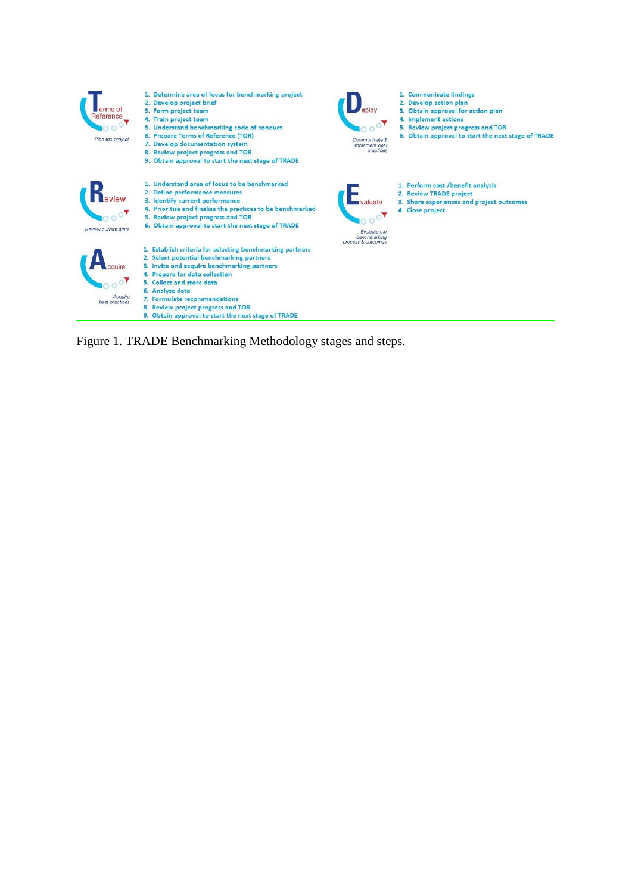**T** erms of Reference

*Plan the project*

1. Determine area of focus for benchmarking project
2. Develop project brief
3. Form project team
4. Train project team
5. Understand benchmarking code of conduct
6. Prepare Terms of Reference (TOR)
7. Develop documentation system
8. Review project progress and TOR
9. Obtain approval to start the next stage of TRADE

**R** eview

*Review current state*

1. Understand area of focus to be benchmarked
2. Define performance measures
3. Identify current performance
4. Prioritise and finalise the practices to be benchmarked
5. Review project progress and TOR
6. Obtain approval to start the next stage of TRADE

**A** cquire

*Acquire best practices*

1. Establish criteria for selecting benchmarking partners
2. Select potential benchmarking partners
3. Invite and acquire benchmarking partners
4. Prepare for data collection
5. Collect and store data
6. Analyse data
7. Formulate recommendations
8. Review project progress and TOR
9. Obtain approval to start the next stage of TRADE

**D** eploy

*Communicate & implement best practices*

1. Communicate findings
2. Develop action plan
3. Obtain approval for action plan
4. Implement actions
5. Review project progress and TOR
6. Obtain approval to start the next stage of TRADE

**E** valuate

*Evaluate the benchmarking process & outcomes*

1. Perform cost /benefit analysis
2. Review TRADE project
3. Share experiences and project outcomes
4. Close project

Figure 1. TRADE Benchmarking Methodology stages and steps.